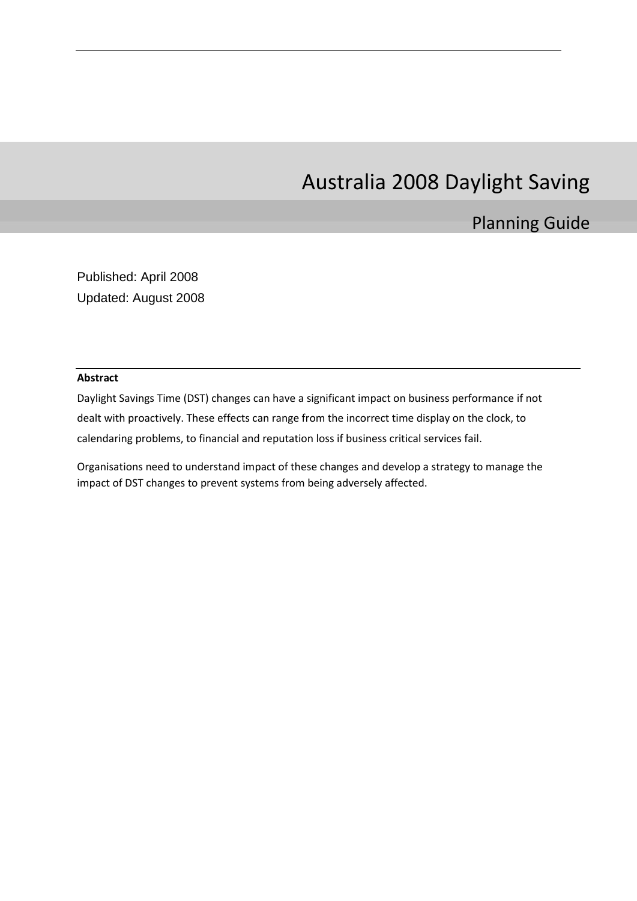# Australia 2008 Daylight Saving

## Planning Guide

Published: April 2008
Updated: August 2008

**Abstract**

Daylight Savings Time (DST) changes can have a significant impact on business performance if not dealt with proactively. These effects can range from the incorrect time display on the clock, to calendaring problems, to financial and reputation loss if business critical services fail.

Organisations need to understand impact of these changes and develop a strategy to manage the impact of DST changes to prevent systems from being adversely affected.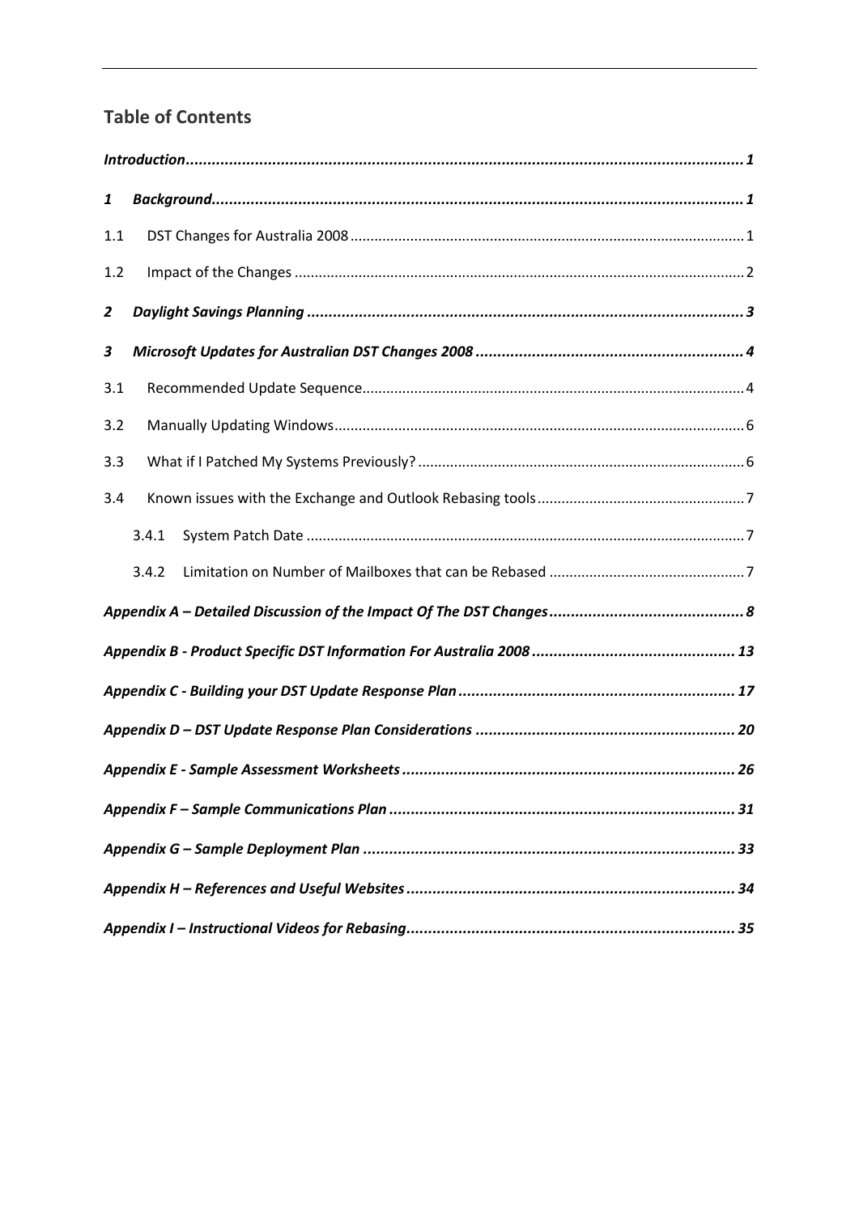## Table of Contents

*Introduction* ........ 1

**1 Background** ........ 1

1.1 DST Changes for Australia 2008 ........ 1

1.2 Impact of the Changes ........ 2

***2 Daylight Savings Planning*** ........ 3

***3 Microsoft Updates for Australian DST Changes 2008*** ........ 4

3.1 Recommended Update Sequence ........ 4

3.2 Manually Updating Windows ........ 6

3.3 What if I Patched My Systems Previously? ........ 6

3.4 Known issues with the Exchange and Outlook Rebasing tools ........ 7

3.4.1 System Patch Date ........ 7

3.4.2 Limitation on Number of Mailboxes that can be Rebased ........ 7

***Appendix A – Detailed Discussion of the Impact Of The DST Changes*** ........ 8

***Appendix B - Product Specific DST Information For Australia 2008*** ........ 13

***Appendix C - Building your DST Update Response Plan*** ........ 17

***Appendix D – DST Update Response Plan Considerations*** ........ 20

***Appendix E - Sample Assessment Worksheets*** ........ 26

***Appendix F – Sample Communications Plan*** ........ 31

***Appendix G – Sample Deployment Plan*** ........ 33

***Appendix H – References and Useful Websites*** ........ 34

***Appendix I – Instructional Videos for Rebasing*** ........ 35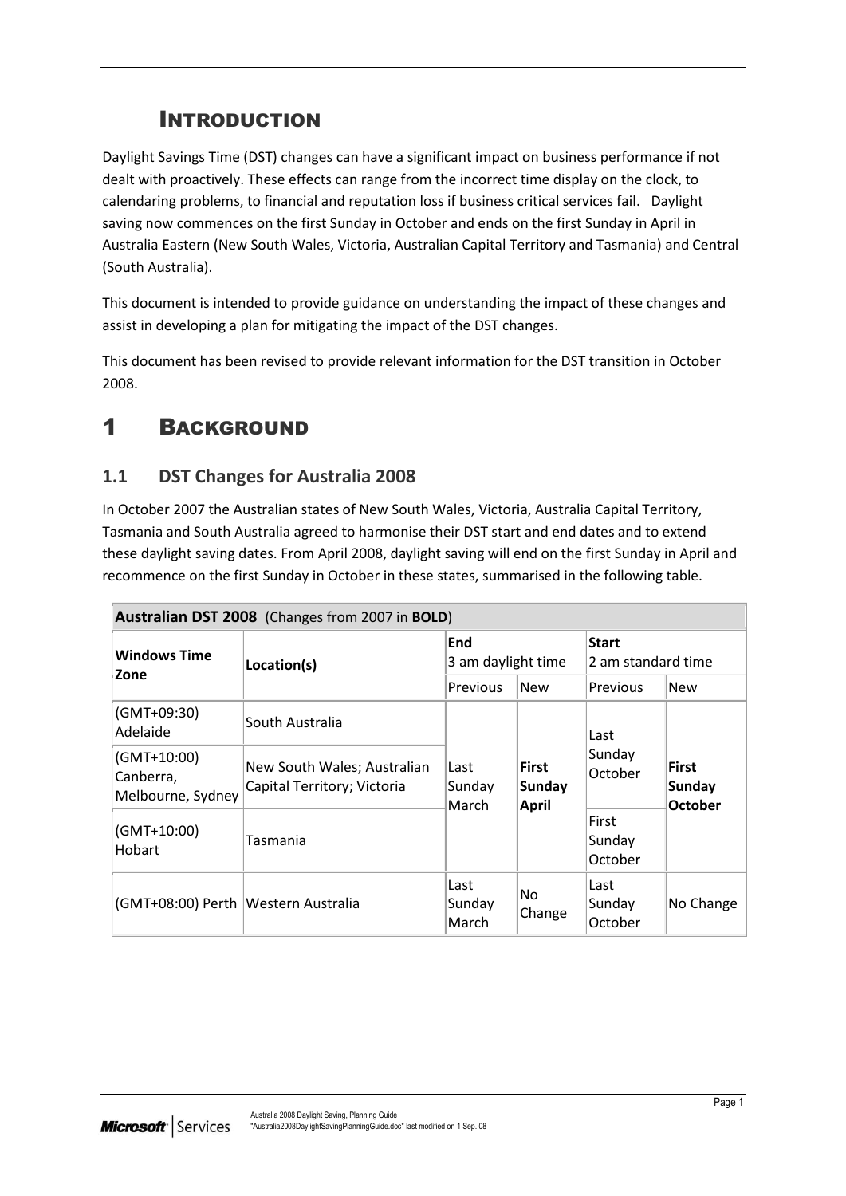# Introduction

Daylight Savings Time (DST) changes can have a significant impact on business performance if not dealt with proactively. These effects can range from the incorrect time display on the clock, to calendaring problems, to financial and reputation loss if business critical services fail. Daylight saving now commences on the first Sunday in October and ends on the first Sunday in April in Australia Eastern (New South Wales, Victoria, Australian Capital Territory and Tasmania) and Central (South Australia).

This document is intended to provide guidance on understanding the impact of these changes and assist in developing a plan for mitigating the impact of the DST changes.

This document has been revised to provide relevant information for the DST transition in October 2008.

# 1 Background

## 1.1 DST Changes for Australia 2008

In October 2007 the Australian states of New South Wales, Victoria, Australia Capital Territory, Tasmania and South Australia agreed to harmonise their DST start and end dates and to extend these daylight saving dates. From April 2008, daylight saving will end on the first Sunday in April and recommence on the first Sunday in October in these states, summarised in the following table.

| **Australian DST 2008** (Changes from 2007 in **BOLD**) | | | | | |
|---|---|---|---|---|---|
| **Windows Time Zone** | **Location(s)** | **End** 3 am daylight time | | **Start** 2 am standard time | |
| | | Previous | New | Previous | New |
| (GMT+09:30) Adelaide | South Australia | Last Sunday March | **First Sunday April** | Last Sunday October | **First Sunday October** |
| (GMT+10:00) Canberra, Melbourne, Sydney | New South Wales; Australian Capital Territory; Victoria | Last Sunday March | **First Sunday April** | Last Sunday October | **First Sunday October** |
| (GMT+10:00) Hobart | Tasmania | Last Sunday March | **First Sunday April** | First Sunday October | **First Sunday October** |
| (GMT+08:00) Perth | Western Australia | Last Sunday March | No Change | Last Sunday October | No Change |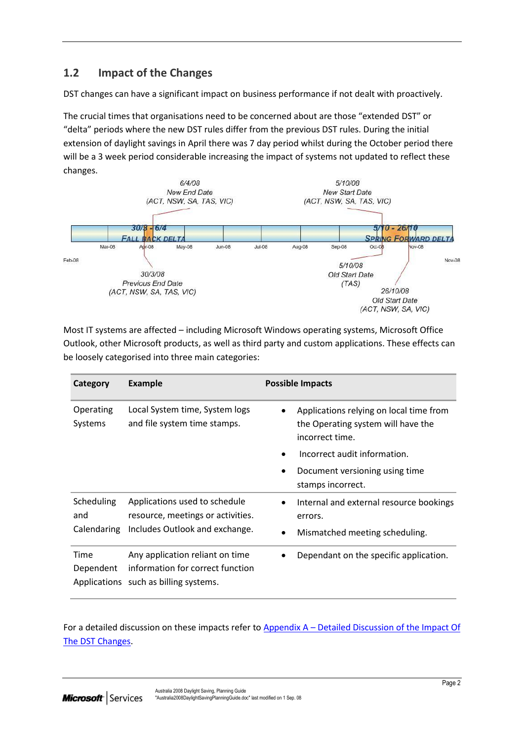## 1.2 Impact of the Changes

DST changes can have a significant impact on business performance if not dealt with proactively.

The crucial times that organisations need to be concerned about are those "extended DST" or "delta" periods where the new DST rules differ from the previous DST rules. During the initial extension of daylight savings in April there was 7 day period whilst during the October period there will be a 3 week period considerable increasing the impact of systems not updated to reflect these changes.

*6/4/08 New End Date (ACT, NSW, SA, TAS, VIC)*

*5/10/08 New Start Date (ACT, NSW, SA, TAS, VIC)*

**30/3 - 6/4 FALL BACK DELTA**

**5/10 - 26/10 SPRING FORWARD DELTA**

Feb-08 | Mar-08 | Apr-08 | May-08 | Jun-08 | Jul-08 | Aug-08 | Sep-08 | Oct-08 | Nov-08

*30/3/08 Previous End Date (ACT, NSW, SA, TAS, VIC)*

*5/10/08 Old Start Date (TAS)*

*26/10/08 Old Start Date (ACT, NSW, SA, VIC)*

Most IT systems are affected – including Microsoft Windows operating systems, Microsoft Office Outlook, other Microsoft products, as well as third party and custom applications. These effects can be loosely categorised into three main categories:

| Category | Example | Possible Impacts |
|---|---|---|
| Operating Systems | Local System time, System logs and file system time stamps. | • Applications relying on local time from the Operating system will have the incorrect time.<br>• Incorrect audit information.<br>• Document versioning using time stamps incorrect. |
| Scheduling and Calendaring | Applications used to schedule resource, meetings or activities. Includes Outlook and exchange. | • Internal and external resource bookings errors.<br>• Mismatched meeting scheduling. |
| Time Dependent Applications | Any application reliant on time information for correct function such as billing systems. | • Dependant on the specific application. |

For a detailed discussion on these impacts refer to Appendix A – Detailed Discussion of the Impact Of The DST Changes.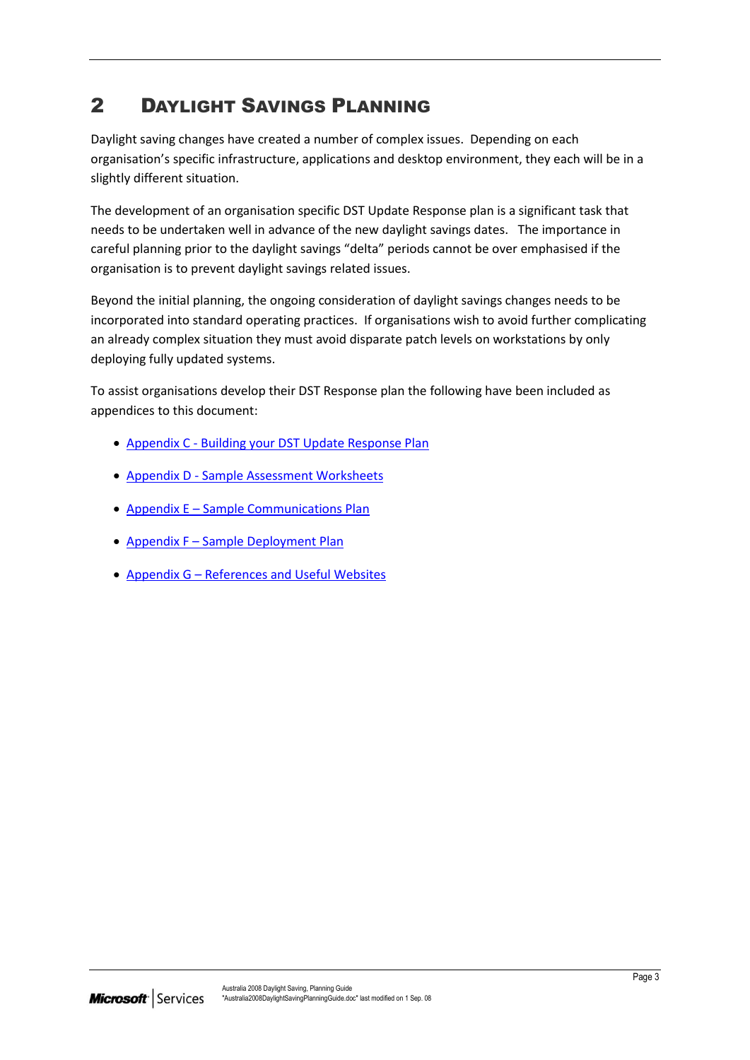# 2 Daylight Savings Planning

Daylight saving changes have created a number of complex issues. Depending on each organisation's specific infrastructure, applications and desktop environment, they each will be in a slightly different situation.

The development of an organisation specific DST Update Response plan is a significant task that needs to be undertaken well in advance of the new daylight savings dates. The importance in careful planning prior to the daylight savings "delta" periods cannot be over emphasised if the organisation is to prevent daylight savings related issues.

Beyond the initial planning, the ongoing consideration of daylight savings changes needs to be incorporated into standard operating practices. If organisations wish to avoid further complicating an already complex situation they must avoid disparate patch levels on workstations by only deploying fully updated systems.

To assist organisations develop their DST Response plan the following have been included as appendices to this document:

- Appendix C - Building your DST Update Response Plan
- Appendix D - Sample Assessment Worksheets
- Appendix E – Sample Communications Plan
- Appendix F – Sample Deployment Plan
- Appendix G – References and Useful Websites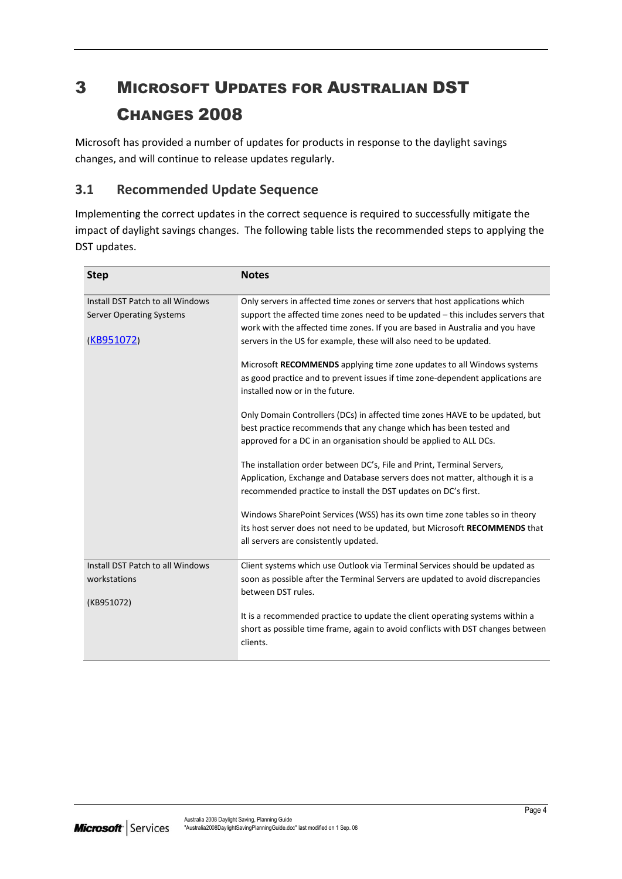# 3 Microsoft Updates for Australian DST Changes 2008

Microsoft has provided a number of updates for products in response to the daylight savings changes, and will continue to release updates regularly.

## 3.1 Recommended Update Sequence

Implementing the correct updates in the correct sequence is required to successfully mitigate the impact of daylight savings changes. The following table lists the recommended steps to applying the DST updates.

| Step | Notes |
|---|---|
| Install DST Patch to all Windows Server Operating Systems<br><br>(KB951072) | Only servers in affected time zones or servers that host applications which support the affected time zones need to be updated – this includes servers that work with the affected time zones. If you are based in Australia and you have servers in the US for example, these will also need to be updated.<br><br>Microsoft **RECOMMENDS** applying time zone updates to all Windows systems as good practice and to prevent issues if time zone-dependent applications are installed now or in the future.<br><br>Only Domain Controllers (DCs) in affected time zones HAVE to be updated, but best practice recommends that any change which has been tested and approved for a DC in an organisation should be applied to ALL DCs.<br><br>The installation order between DC's, File and Print, Terminal Servers, Application, Exchange and Database servers does not matter, although it is a recommended practice to install the DST updates on DC's first.<br><br>Windows SharePoint Services (WSS) has its own time zone tables so in theory its host server does not need to be updated, but Microsoft **RECOMMENDS** that all servers are consistently updated. |
| Install DST Patch to all Windows workstations<br><br>(KB951072) | Client systems which use Outlook via Terminal Services should be updated as soon as possible after the Terminal Servers are updated to avoid discrepancies between DST rules.<br><br>It is a recommended practice to update the client operating systems within a short as possible time frame, again to avoid conflicts with DST changes between clients. |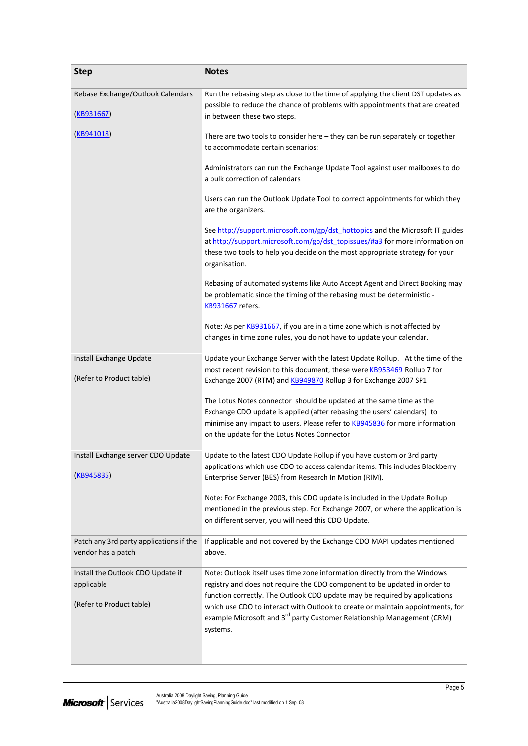| Step | Notes |
| --- | --- |
| Rebase Exchange/Outlook Calendars<br><br>(KB931667)<br><br>(KB941018) | Run the rebasing step as close to the time of applying the client DST updates as possible to reduce the chance of problems with appointments that are created in between these two steps.<br><br>There are two tools to consider here – they can be run separately or together to accommodate certain scenarios:<br><br>Administrators can run the Exchange Update Tool against user mailboxes to do a bulk correction of calendars<br><br>Users can run the Outlook Update Tool to correct appointments for which they are the organizers.<br><br>See http://support.microsoft.com/gp/dst_hottopics and the Microsoft IT guides at http://support.microsoft.com/gp/dst_topissues/#a3 for more information on these two tools to help you decide on the most appropriate strategy for your organisation.<br><br>Rebasing of automated systems like Auto Accept Agent and Direct Booking may be problematic since the timing of the rebasing must be deterministic - KB931667 refers.<br><br>Note: As per KB931667, if you are in a time zone which is not affected by changes in time zone rules, you do not have to update your calendar. |
| Install Exchange Update<br><br>(Refer to Product table) | Update your Exchange Server with the latest Update Rollup. At the time of the most recent revision to this document, these were KB953469 Rollup 7 for Exchange 2007 (RTM) and KB949870 Rollup 3 for Exchange 2007 SP1<br><br>The Lotus Notes connector should be updated at the same time as the Exchange CDO update is applied (after rebasing the users' calendars) to minimise any impact to users. Please refer to KB945836 for more information on the update for the Lotus Notes Connector |
| Install Exchange server CDO Update<br><br>(KB945835) | Update to the latest CDO Update Rollup if you have custom or 3rd party applications which use CDO to access calendar items. This includes Blackberry Enterprise Server (BES) from Research In Motion (RIM).<br><br>Note: For Exchange 2003, this CDO update is included in the Update Rollup mentioned in the previous step. For Exchange 2007, or where the application is on different server, you will need this CDO Update. |
| Patch any 3rd party applications if the vendor has a patch | If applicable and not covered by the Exchange CDO MAPI updates mentioned above. |
| Install the Outlook CDO Update if applicable<br><br>(Refer to Product table) | Note: Outlook itself uses time zone information directly from the Windows registry and does not require the CDO component to be updated in order to function correctly. The Outlook CDO update may be required by applications which use CDO to interact with Outlook to create or maintain appointments, for example Microsoft and 3rd party Customer Relationship Management (CRM) systems. |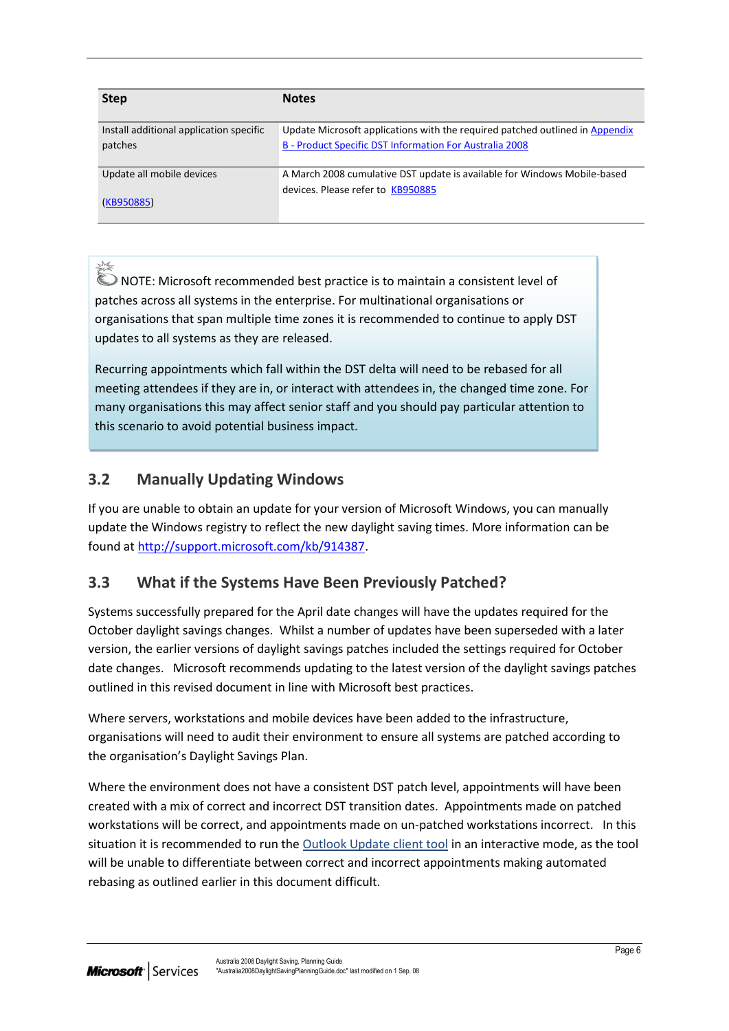| Step | Notes |
|---|---|
| Install additional application specific patches | Update Microsoft applications with the required patched outlined in Appendix B - Product Specific DST Information For Australia 2008 |
| Update all mobile devices (KB950885) | A March 2008 cumulative DST update is available for Windows Mobile-based devices. Please refer to KB950885 |

> NOTE: Microsoft recommended best practice is to maintain a consistent level of patches across all systems in the enterprise. For multinational organisations or organisations that span multiple time zones it is recommended to continue to apply DST updates to all systems as they are released.
>
> Recurring appointments which fall within the DST delta will need to be rebased for all meeting attendees if they are in, or interact with attendees in, the changed time zone. For many organisations this may affect senior staff and you should pay particular attention to this scenario to avoid potential business impact.

## 3.2 Manually Updating Windows

If you are unable to obtain an update for your version of Microsoft Windows, you can manually update the Windows registry to reflect the new daylight saving times. More information can be found at http://support.microsoft.com/kb/914387.

## 3.3 What if the Systems Have Been Previously Patched?

Systems successfully prepared for the April date changes will have the updates required for the October daylight savings changes. Whilst a number of updates have been superseded with a later version, the earlier versions of daylight savings patches included the settings required for October date changes. Microsoft recommends updating to the latest version of the daylight savings patches outlined in this revised document in line with Microsoft best practices.

Where servers, workstations and mobile devices have been added to the infrastructure, organisations will need to audit their environment to ensure all systems are patched according to the organisation's Daylight Savings Plan.

Where the environment does not have a consistent DST patch level, appointments will have been created with a mix of correct and incorrect DST transition dates. Appointments made on patched workstations will be correct, and appointments made on un-patched workstations incorrect. In this situation it is recommended to run the Outlook Update client tool in an interactive mode, as the tool will be unable to differentiate between correct and incorrect appointments making automated rebasing as outlined earlier in this document difficult.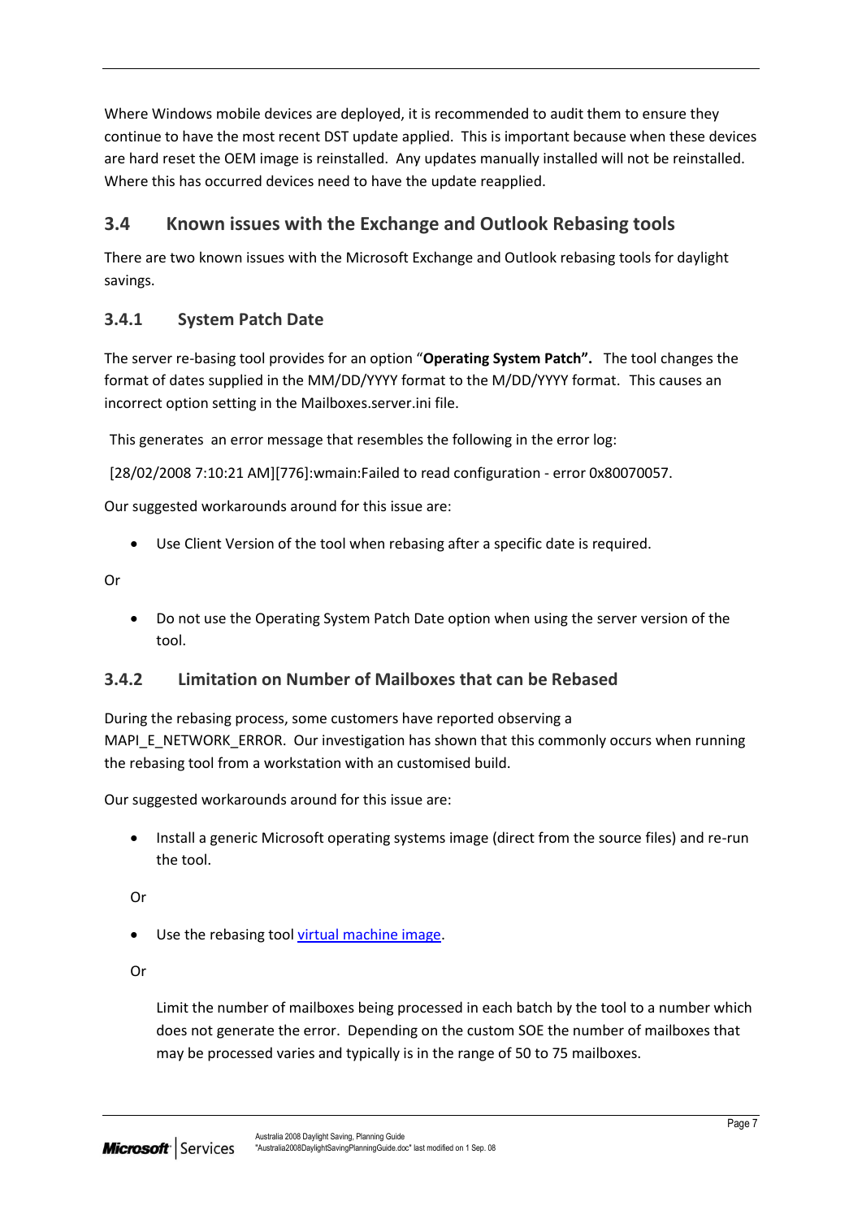Where Windows mobile devices are deployed, it is recommended to audit them to ensure they continue to have the most recent DST update applied. This is important because when these devices are hard reset the OEM image is reinstalled. Any updates manually installed will not be reinstalled. Where this has occurred devices need to have the update reapplied.

## 3.4 Known issues with the Exchange and Outlook Rebasing tools

There are two known issues with the Microsoft Exchange and Outlook rebasing tools for daylight savings.

### 3.4.1 System Patch Date

The server re-basing tool provides for an option "**Operating System Patch".** The tool changes the format of dates supplied in the MM/DD/YYYY format to the M/DD/YYYY format. This causes an incorrect option setting in the Mailboxes.server.ini file.

This generates an error message that resembles the following in the error log:

[28/02/2008 7:10:21 AM][776]:wmain:Failed to read configuration - error 0x80070057.

Our suggested workarounds around for this issue are:

- Use Client Version of the tool when rebasing after a specific date is required.

Or

- Do not use the Operating System Patch Date option when using the server version of the tool.

### 3.4.2 Limitation on Number of Mailboxes that can be Rebased

During the rebasing process, some customers have reported observing a MAPI_E_NETWORK_ERROR. Our investigation has shown that this commonly occurs when running the rebasing tool from a workstation with an customised build.

Our suggested workarounds around for this issue are:

- Install a generic Microsoft operating systems image (direct from the source files) and re-run the tool.

Or

- Use the rebasing tool virtual machine image.

Or

Limit the number of mailboxes being processed in each batch by the tool to a number which does not generate the error. Depending on the custom SOE the number of mailboxes that may be processed varies and typically is in the range of 50 to 75 mailboxes.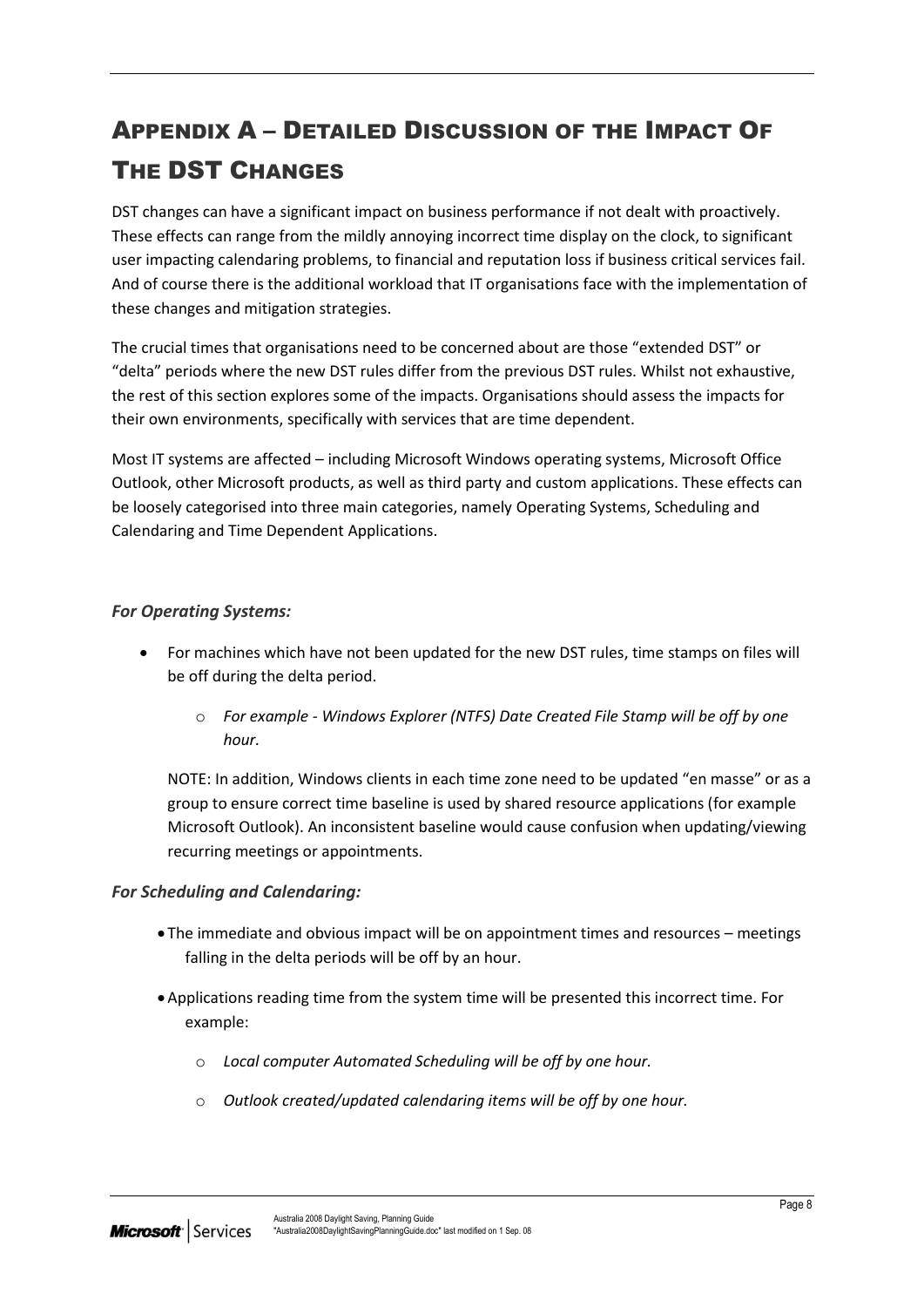# Appendix A – Detailed Discussion of the Impact Of The DST Changes

DST changes can have a significant impact on business performance if not dealt with proactively. These effects can range from the mildly annoying incorrect time display on the clock, to significant user impacting calendaring problems, to financial and reputation loss if business critical services fail. And of course there is the additional workload that IT organisations face with the implementation of these changes and mitigation strategies.

The crucial times that organisations need to be concerned about are those "extended DST" or "delta" periods where the new DST rules differ from the previous DST rules. Whilst not exhaustive, the rest of this section explores some of the impacts. Organisations should assess the impacts for their own environments, specifically with services that are time dependent.

Most IT systems are affected – including Microsoft Windows operating systems, Microsoft Office Outlook, other Microsoft products, as well as third party and custom applications. These effects can be loosely categorised into three main categories, namely Operating Systems, Scheduling and Calendaring and Time Dependent Applications.

### *For Operating Systems:*

- For machines which have not been updated for the new DST rules, time stamps on files will be off during the delta period.
    - *For example - Windows Explorer (NTFS) Date Created File Stamp will be off by one hour.*

  NOTE: In addition, Windows clients in each time zone need to be updated "en masse" or as a group to ensure correct time baseline is used by shared resource applications (for example Microsoft Outlook). An inconsistent baseline would cause confusion when updating/viewing recurring meetings or appointments.

### *For Scheduling and Calendaring:*

- The immediate and obvious impact will be on appointment times and resources – meetings falling in the delta periods will be off by an hour.
- Applications reading time from the system time will be presented this incorrect time. For example:
    - *Local computer Automated Scheduling will be off by one hour.*
    - *Outlook created/updated calendaring items will be off by one hour.*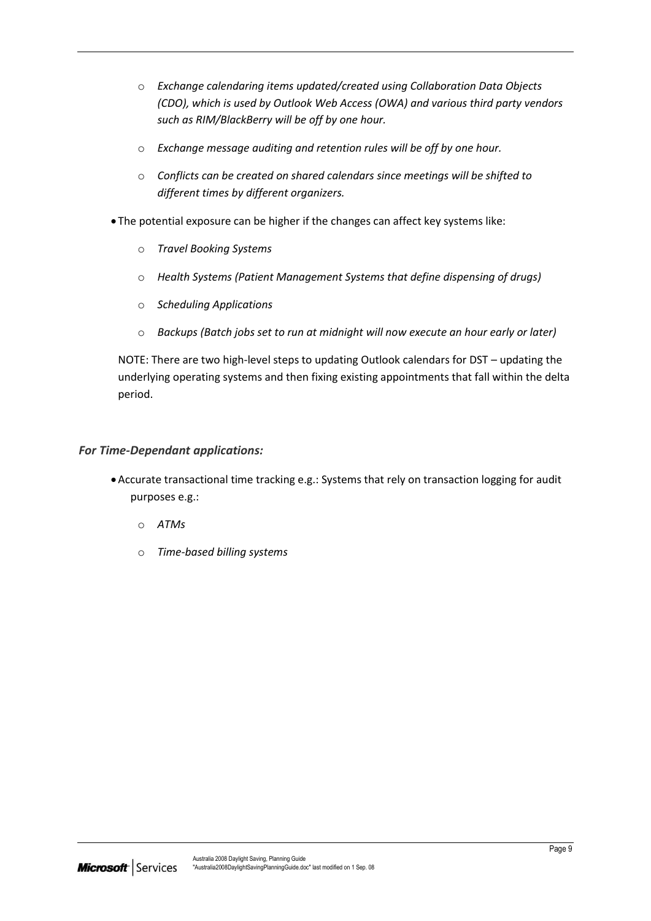- *Exchange calendaring items updated/created using Collaboration Data Objects (CDO), which is used by Outlook Web Access (OWA) and various third party vendors such as RIM/BlackBerry will be off by one hour.*
  - *Exchange message auditing and retention rules will be off by one hour.*
  - *Conflicts can be created on shared calendars since meetings will be shifted to different times by different organizers.*
- The potential exposure can be higher if the changes can affect key systems like:
  - *Travel Booking Systems*
  - *Health Systems (Patient Management Systems that define dispensing of drugs)*
  - *Scheduling Applications*
  - *Backups (Batch jobs set to run at midnight will now execute an hour early or later)*

  NOTE: There are two high-level steps to updating Outlook calendars for DST – updating the underlying operating systems and then fixing existing appointments that fall within the delta period.

### *For Time-Dependant applications:*

- Accurate transactional time tracking e.g.: Systems that rely on transaction logging for audit purposes e.g.:
  - *ATMs*
  - *Time-based billing systems*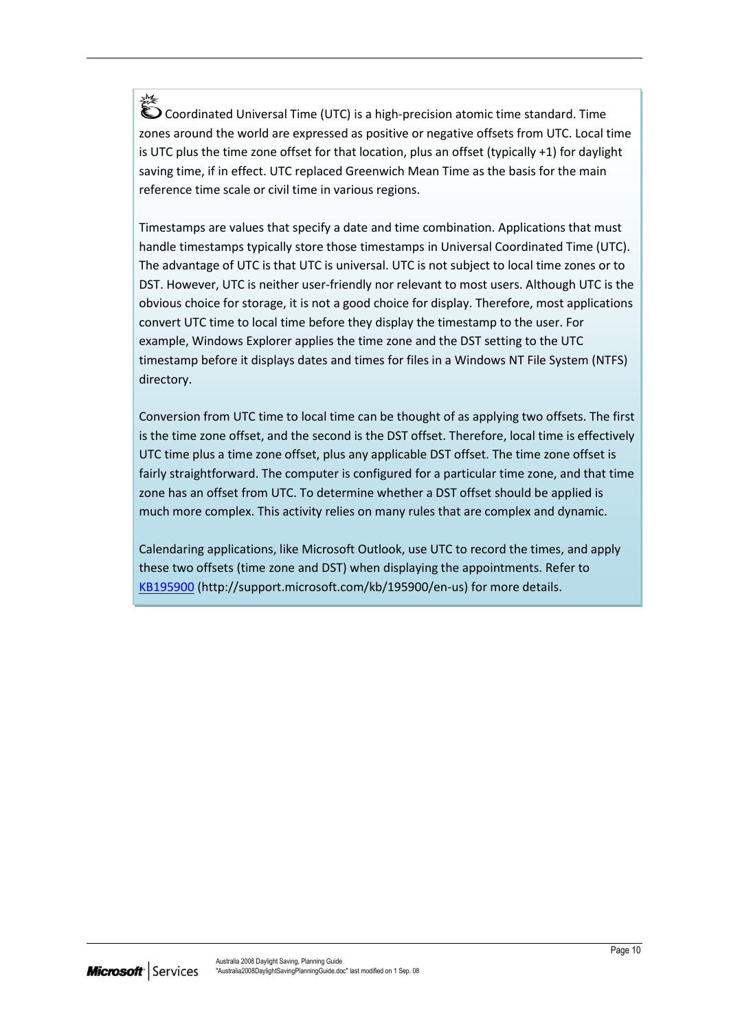Coordinated Universal Time (UTC) is a high-precision atomic time standard. Time zones around the world are expressed as positive or negative offsets from UTC. Local time is UTC plus the time zone offset for that location, plus an offset (typically +1) for daylight saving time, if in effect. UTC replaced Greenwich Mean Time as the basis for the main reference time scale or civil time in various regions.

Timestamps are values that specify a date and time combination. Applications that must handle timestamps typically store those timestamps in Universal Coordinated Time (UTC). The advantage of UTC is that UTC is universal. UTC is not subject to local time zones or to DST. However, UTC is neither user-friendly nor relevant to most users. Although UTC is the obvious choice for storage, it is not a good choice for display. Therefore, most applications convert UTC time to local time before they display the timestamp to the user. For example, Windows Explorer applies the time zone and the DST setting to the UTC timestamp before it displays dates and times for files in a Windows NT File System (NTFS) directory.

Conversion from UTC time to local time can be thought of as applying two offsets. The first is the time zone offset, and the second is the DST offset. Therefore, local time is effectively UTC time plus a time zone offset, plus any applicable DST offset. The time zone offset is fairly straightforward. The computer is configured for a particular time zone, and that time zone has an offset from UTC. To determine whether a DST offset should be applied is much more complex. This activity relies on many rules that are complex and dynamic.

Calendaring applications, like Microsoft Outlook, use UTC to record the times, and apply these two offsets (time zone and DST) when displaying the appointments. Refer to [KB195900](http://support.microsoft.com/kb/195900/en-us) (http://support.microsoft.com/kb/195900/en-us) for more details.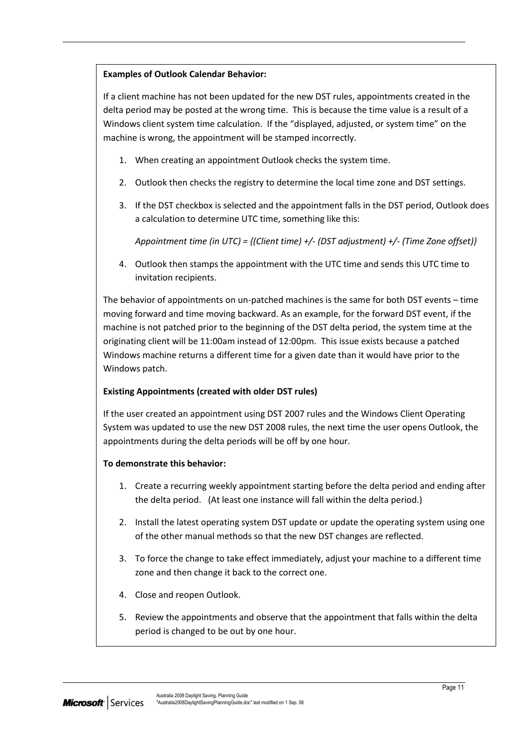**Examples of Outlook Calendar Behavior:**

If a client machine has not been updated for the new DST rules, appointments created in the delta period may be posted at the wrong time. This is because the time value is a result of a Windows client system time calculation. If the "displayed, adjusted, or system time" on the machine is wrong, the appointment will be stamped incorrectly.

1. When creating an appointment Outlook checks the system time.
2. Outlook then checks the registry to determine the local time zone and DST settings.
3. If the DST checkbox is selected and the appointment falls in the DST period, Outlook does a calculation to determine UTC time, something like this:

   *Appointment time (in UTC) = {(Client time) +/- (DST adjustment) +/- (Time Zone offset)}*

4. Outlook then stamps the appointment with the UTC time and sends this UTC time to invitation recipients.

The behavior of appointments on un-patched machines is the same for both DST events – time moving forward and time moving backward. As an example, for the forward DST event, if the machine is not patched prior to the beginning of the DST delta period, the system time at the originating client will be 11:00am instead of 12:00pm. This issue exists because a patched Windows machine returns a different time for a given date than it would have prior to the Windows patch.

**Existing Appointments (created with older DST rules)**

If the user created an appointment using DST 2007 rules and the Windows Client Operating System was updated to use the new DST 2008 rules, the next time the user opens Outlook, the appointments during the delta periods will be off by one hour.

**To demonstrate this behavior:**

1. Create a recurring weekly appointment starting before the delta period and ending after the delta period. (At least one instance will fall within the delta period.)
2. Install the latest operating system DST update or update the operating system using one of the other manual methods so that the new DST changes are reflected.
3. To force the change to take effect immediately, adjust your machine to a different time zone and then change it back to the correct one.
4. Close and reopen Outlook.
5. Review the appointments and observe that the appointment that falls within the delta period is changed to be out by one hour.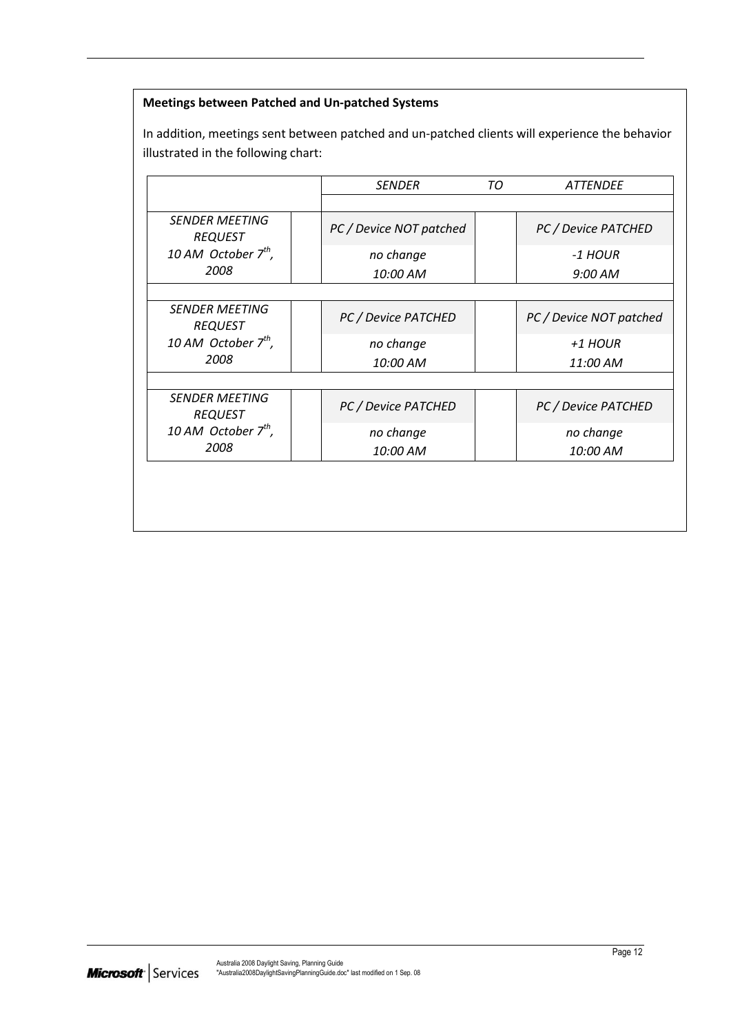**Meetings between Patched and Un-patched Systems**

In addition, meetings sent between patched and un-patched clients will experience the behavior illustrated in the following chart:

| | | *SENDER* | *TO* | *ATTENDEE* |
|---|---|---|---|---|
| *SENDER MEETING REQUEST 10 AM October 7th, 2008* | | *PC / Device NOT patched* | | *PC / Device PATCHED* |
| | | *no change 10:00 AM* | | *-1 HOUR 9:00 AM* |
| *SENDER MEETING REQUEST 10 AM October 7th, 2008* | | *PC / Device PATCHED* | | *PC / Device NOT patched* |
| | | *no change 10:00 AM* | | *+1 HOUR 11:00 AM* |
| *SENDER MEETING REQUEST 10 AM October 7th, 2008* | | *PC / Device PATCHED* | | *PC / Device PATCHED* |
| | | *no change 10:00 AM* | | *no change 10:00 AM* |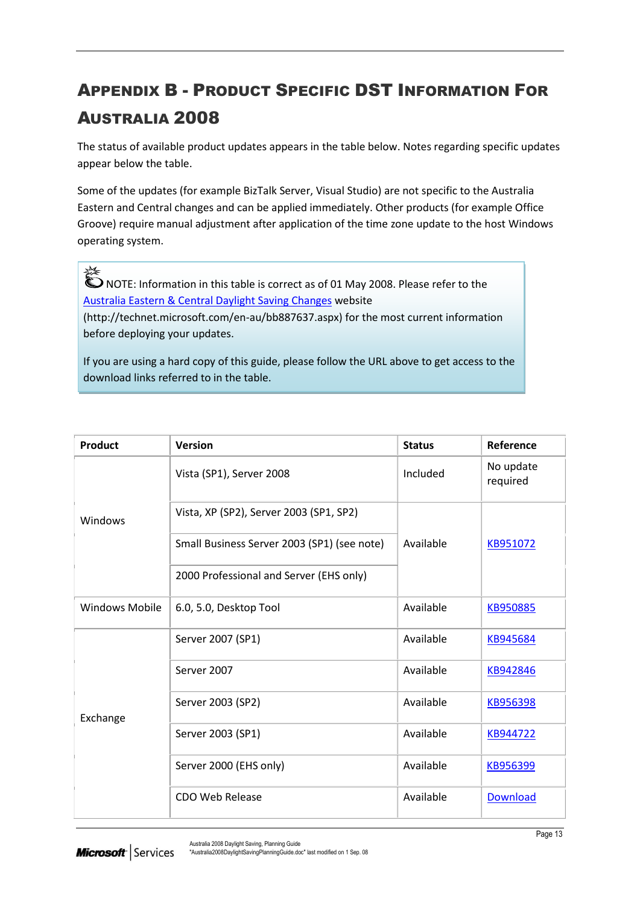## Appendix B - Product Specific DST Information For Australia 2008

The status of available product updates appears in the table below. Notes regarding specific updates appear below the table.

Some of the updates (for example BizTalk Server, Visual Studio) are not specific to the Australia Eastern and Central changes and can be applied immediately. Other products (for example Office Groove) require manual adjustment after application of the time zone update to the host Windows operating system.

> NOTE: Information in this table is correct as of 01 May 2008. Please refer to the [Australia Eastern & Central Daylight Saving Changes](http://technet.microsoft.com/en-au/bb887637.aspx) website (http://technet.microsoft.com/en-au/bb887637.aspx) for the most current information before deploying your updates.
>
> If you are using a hard copy of this guide, please follow the URL above to get access to the download links referred to in the table.

| Product | Version | Status | Reference |
|---|---|---|---|
| Windows | Vista (SP1), Server 2008 | Included | No update required |
| | Vista, XP (SP2), Server 2003 (SP1, SP2) | Available | KB951072 |
| | Small Business Server 2003 (SP1) (see note) | | |
| | 2000 Professional and Server (EHS only) | | |
| Windows Mobile | 6.0, 5.0, Desktop Tool | Available | KB950885 |
| Exchange | Server 2007 (SP1) | Available | KB945684 |
| | Server 2007 | Available | KB942846 |
| | Server 2003 (SP2) | Available | KB956398 |
| | Server 2003 (SP1) | Available | KB944722 |
| | Server 2000 (EHS only) | Available | KB956399 |
| | CDO Web Release | Available | Download |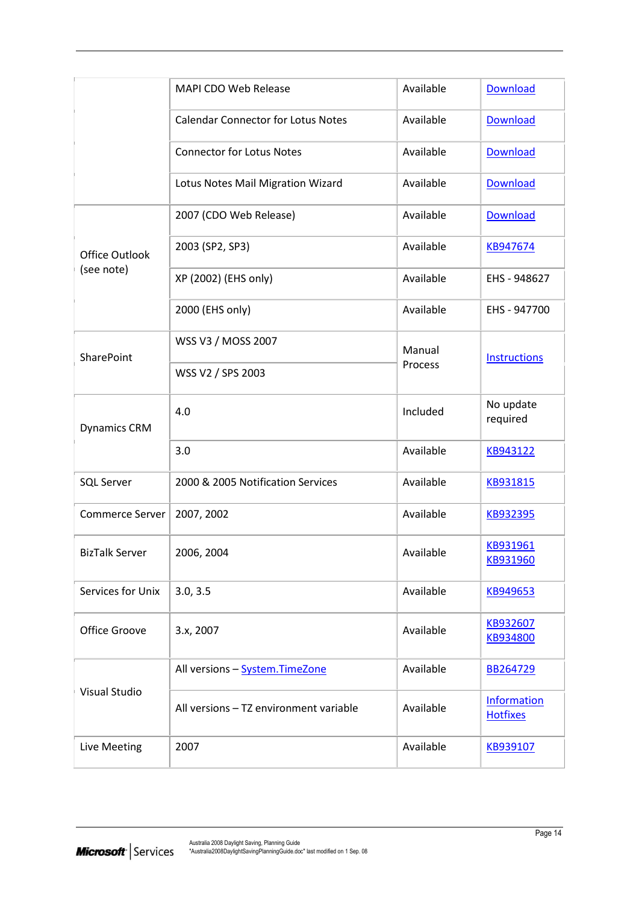| | | | |
|---|---|---|---|
| | MAPI CDO Web Release | Available | Download |
| | Calendar Connector for Lotus Notes | Available | Download |
| | Connector for Lotus Notes | Available | Download |
| | Lotus Notes Mail Migration Wizard | Available | Download |
| Office Outlook (see note) | 2007 (CDO Web Release) | Available | Download |
| | 2003 (SP2, SP3) | Available | KB947674 |
| | XP (2002) (EHS only) | Available | EHS - 948627 |
| | 2000 (EHS only) | Available | EHS - 947700 |
| SharePoint | WSS V3 / MOSS 2007 | Manual Process | Instructions |
| | WSS V2 / SPS 2003 | | |
| Dynamics CRM | 4.0 | Included | No update required |
| | 3.0 | Available | KB943122 |
| SQL Server | 2000 & 2005 Notification Services | Available | KB931815 |
| Commerce Server | 2007, 2002 | Available | KB932395 |
| BizTalk Server | 2006, 2004 | Available | KB931961 KB931960 |
| Services for Unix | 3.0, 3.5 | Available | KB949653 |
| Office Groove | 3.x, 2007 | Available | KB932607 KB934800 |
| Visual Studio | All versions – System.TimeZone | Available | BB264729 |
| | All versions – TZ environment variable | Available | Information Hotfixes |
| Live Meeting | 2007 | Available | KB939107 |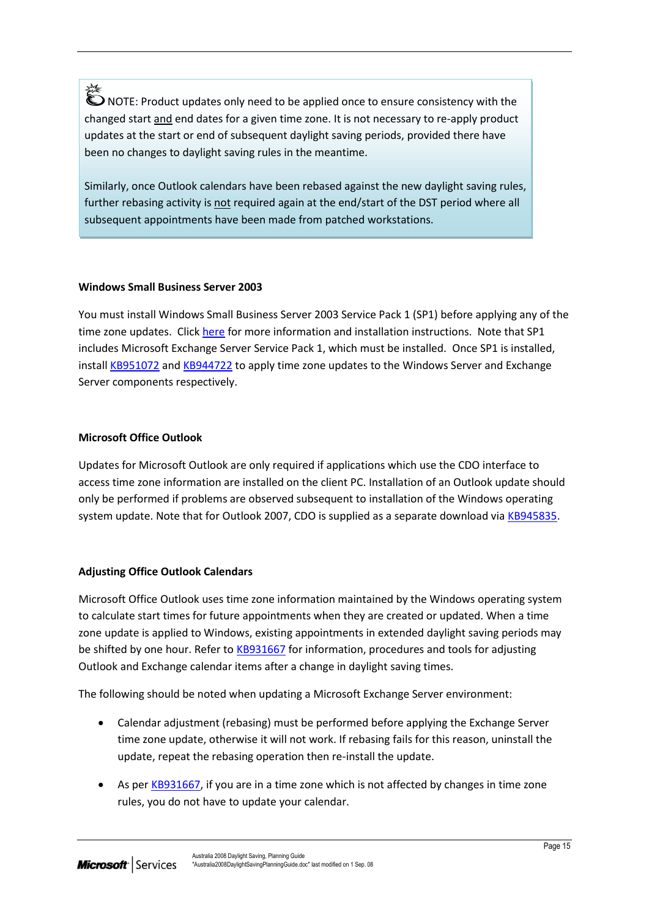> NOTE: Product updates only need to be applied once to ensure consistency with the changed start and end dates for a given time zone. It is not necessary to re-apply product updates at the start or end of subsequent daylight saving periods, provided there have been no changes to daylight saving rules in the meantime.
>
> Similarly, once Outlook calendars have been rebased against the new daylight saving rules, further rebasing activity is not required again at the end/start of the DST period where all subsequent appointments have been made from patched workstations.

**Windows Small Business Server 2003**

You must install Windows Small Business Server 2003 Service Pack 1 (SP1) before applying any of the time zone updates. Click here for more information and installation instructions. Note that SP1 includes Microsoft Exchange Server Service Pack 1, which must be installed. Once SP1 is installed, install KB951072 and KB944722 to apply time zone updates to the Windows Server and Exchange Server components respectively.

**Microsoft Office Outlook**

Updates for Microsoft Outlook are only required if applications which use the CDO interface to access time zone information are installed on the client PC. Installation of an Outlook update should only be performed if problems are observed subsequent to installation of the Windows operating system update. Note that for Outlook 2007, CDO is supplied as a separate download via KB945835.

**Adjusting Office Outlook Calendars**

Microsoft Office Outlook uses time zone information maintained by the Windows operating system to calculate start times for future appointments when they are created or updated. When a time zone update is applied to Windows, existing appointments in extended daylight saving periods may be shifted by one hour. Refer to KB931667 for information, procedures and tools for adjusting Outlook and Exchange calendar items after a change in daylight saving times.

The following should be noted when updating a Microsoft Exchange Server environment:

- Calendar adjustment (rebasing) must be performed before applying the Exchange Server time zone update, otherwise it will not work. If rebasing fails for this reason, uninstall the update, repeat the rebasing operation then re-install the update.
- As per KB931667, if you are in a time zone which is not affected by changes in time zone rules, you do not have to update your calendar.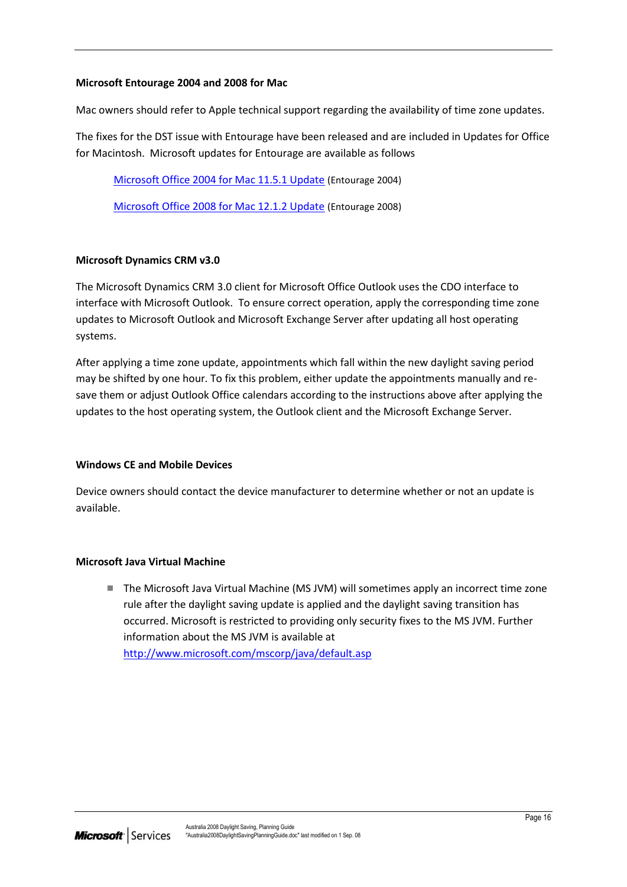**Microsoft Entourage 2004 and 2008 for Mac**

Mac owners should refer to Apple technical support regarding the availability of time zone updates.

The fixes for the DST issue with Entourage have been released and are included in Updates for Office for Macintosh. Microsoft updates for Entourage are available as follows

> Microsoft Office 2004 for Mac 11.5.1 Update (Entourage 2004)
>
> Microsoft Office 2008 for Mac 12.1.2 Update (Entourage 2008)

**Microsoft Dynamics CRM v3.0**

The Microsoft Dynamics CRM 3.0 client for Microsoft Office Outlook uses the CDO interface to interface with Microsoft Outlook. To ensure correct operation, apply the corresponding time zone updates to Microsoft Outlook and Microsoft Exchange Server after updating all host operating systems.

After applying a time zone update, appointments which fall within the new daylight saving period may be shifted by one hour. To fix this problem, either update the appointments manually and re-save them or adjust Outlook Office calendars according to the instructions above after applying the updates to the host operating system, the Outlook client and the Microsoft Exchange Server.

**Windows CE and Mobile Devices**

Device owners should contact the device manufacturer to determine whether or not an update is available.

**Microsoft Java Virtual Machine**

- The Microsoft Java Virtual Machine (MS JVM) will sometimes apply an incorrect time zone rule after the daylight saving update is applied and the daylight saving transition has occurred. Microsoft is restricted to providing only security fixes to the MS JVM. Further information about the MS JVM is available at http://www.microsoft.com/mscorp/java/default.asp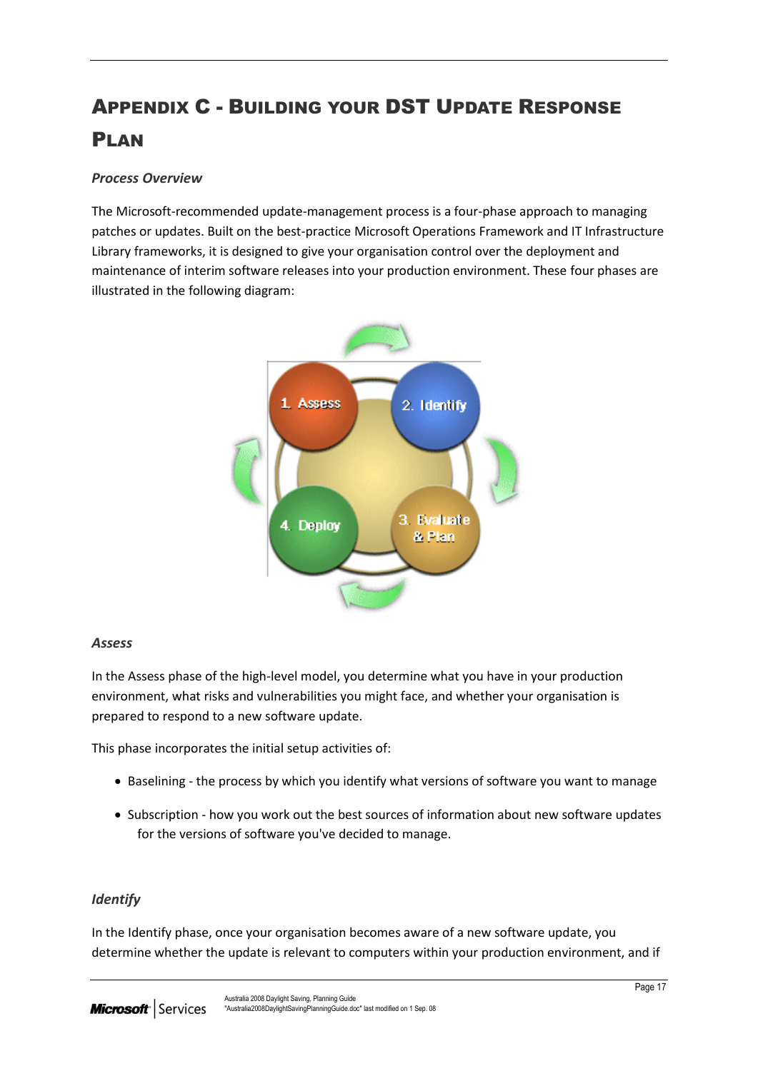# Appendix C - Building your DST Update Response Plan

### *Process Overview*

The Microsoft-recommended update-management process is a four-phase approach to managing patches or updates. Built on the best-practice Microsoft Operations Framework and IT Infrastructure Library frameworks, it is designed to give your organisation control over the deployment and maintenance of interim software releases into your production environment. These four phases are illustrated in the following diagram:

### *Assess*

In the Assess phase of the high-level model, you determine what you have in your production environment, what risks and vulnerabilities you might face, and whether your organisation is prepared to respond to a new software update.

This phase incorporates the initial setup activities of:

- Baselining - the process by which you identify what versions of software you want to manage
- Subscription - how you work out the best sources of information about new software updates for the versions of software you've decided to manage.

### *Identify*

In the Identify phase, once your organisation becomes aware of a new software update, you determine whether the update is relevant to computers within your production environment, and if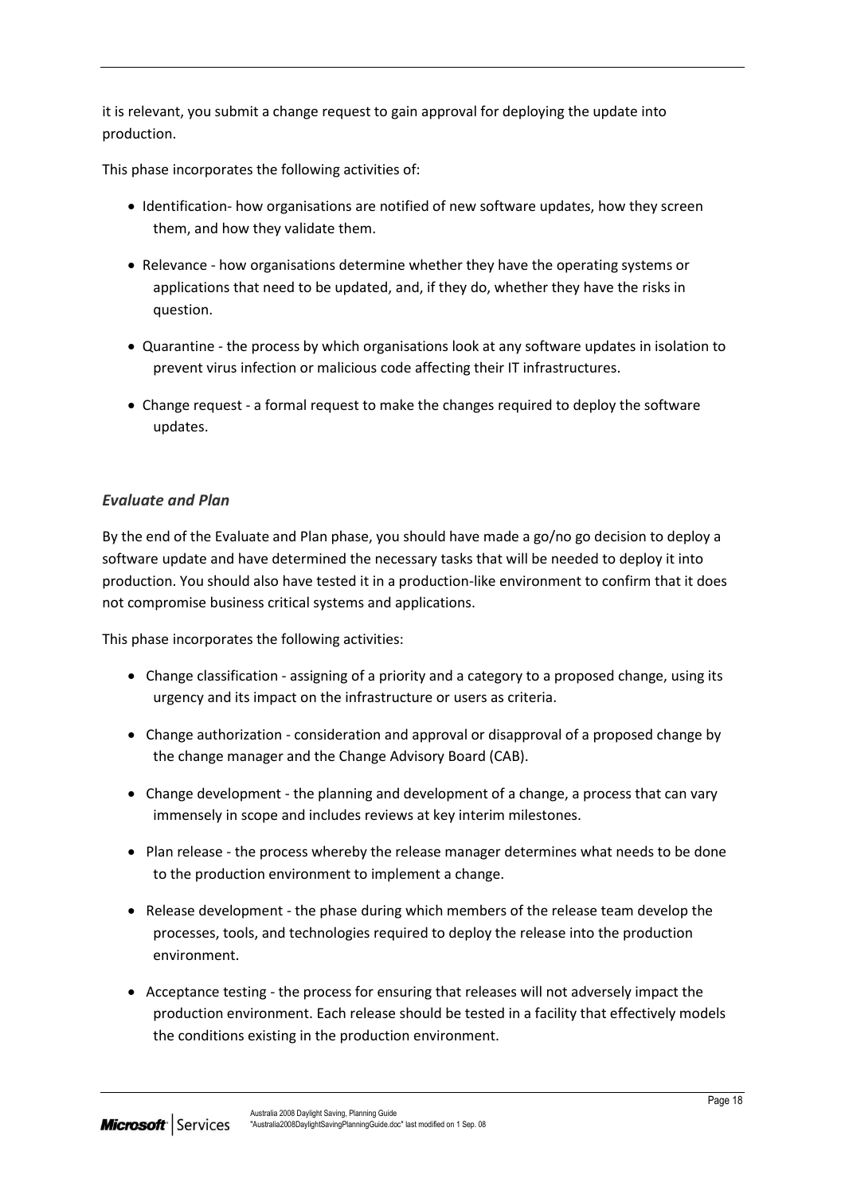it is relevant, you submit a change request to gain approval for deploying the update into production.

This phase incorporates the following activities of:

- Identification- how organisations are notified of new software updates, how they screen them, and how they validate them.
- Relevance - how organisations determine whether they have the operating systems or applications that need to be updated, and, if they do, whether they have the risks in question.
- Quarantine - the process by which organisations look at any software updates in isolation to prevent virus infection or malicious code affecting their IT infrastructures.
- Change request - a formal request to make the changes required to deploy the software updates.

### *Evaluate and Plan*

By the end of the Evaluate and Plan phase, you should have made a go/no go decision to deploy a software update and have determined the necessary tasks that will be needed to deploy it into production. You should also have tested it in a production-like environment to confirm that it does not compromise business critical systems and applications.

This phase incorporates the following activities:

- Change classification - assigning of a priority and a category to a proposed change, using its urgency and its impact on the infrastructure or users as criteria.
- Change authorization - consideration and approval or disapproval of a proposed change by the change manager and the Change Advisory Board (CAB).
- Change development - the planning and development of a change, a process that can vary immensely in scope and includes reviews at key interim milestones.
- Plan release - the process whereby the release manager determines what needs to be done to the production environment to implement a change.
- Release development - the phase during which members of the release team develop the processes, tools, and technologies required to deploy the release into the production environment.
- Acceptance testing - the process for ensuring that releases will not adversely impact the production environment. Each release should be tested in a facility that effectively models the conditions existing in the production environment.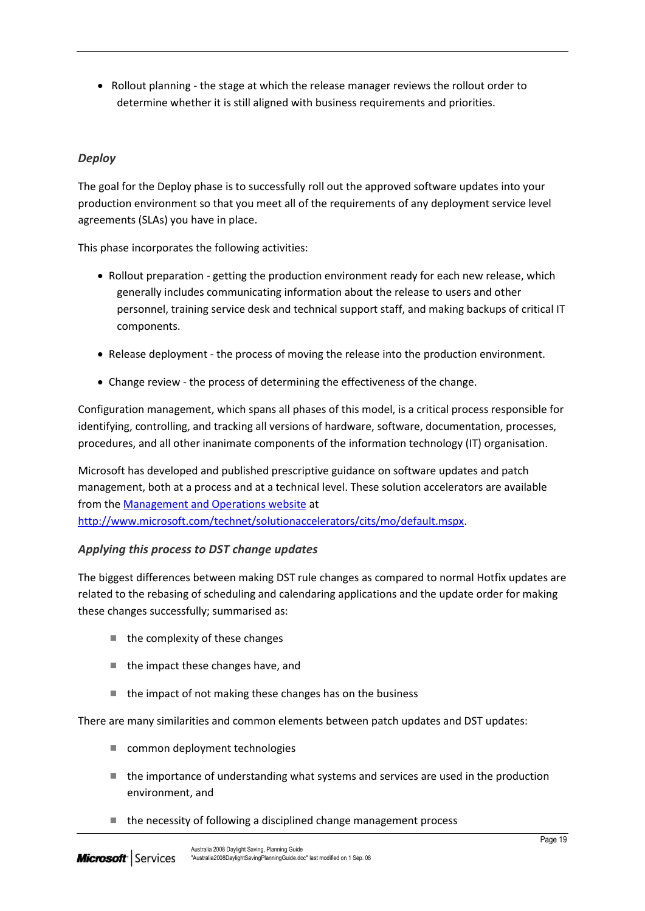- Rollout planning - the stage at which the release manager reviews the rollout order to determine whether it is still aligned with business requirements and priorities.

### *Deploy*

The goal for the Deploy phase is to successfully roll out the approved software updates into your production environment so that you meet all of the requirements of any deployment service level agreements (SLAs) you have in place.

This phase incorporates the following activities:

- Rollout preparation - getting the production environment ready for each new release, which generally includes communicating information about the release to users and other personnel, training service desk and technical support staff, and making backups of critical IT components.
- Release deployment - the process of moving the release into the production environment.
- Change review - the process of determining the effectiveness of the change.

Configuration management, which spans all phases of this model, is a critical process responsible for identifying, controlling, and tracking all versions of hardware, software, documentation, processes, procedures, and all other inanimate components of the information technology (IT) organisation.

Microsoft has developed and published prescriptive guidance on software updates and patch management, both at a process and at a technical level. These solution accelerators are available from the [Management and Operations website](http://www.microsoft.com/technet/solutionaccelerators/cits/mo/default.mspx) at http://www.microsoft.com/technet/solutionaccelerators/cits/mo/default.mspx.

### *Applying this process to DST change updates*

The biggest differences between making DST rule changes as compared to normal Hotfix updates are related to the rebasing of scheduling and calendaring applications and the update order for making these changes successfully; summarised as:

- the complexity of these changes
- the impact these changes have, and
- the impact of not making these changes has on the business

There are many similarities and common elements between patch updates and DST updates:

- common deployment technologies
- the importance of understanding what systems and services are used in the production environment, and
- the necessity of following a disciplined change management process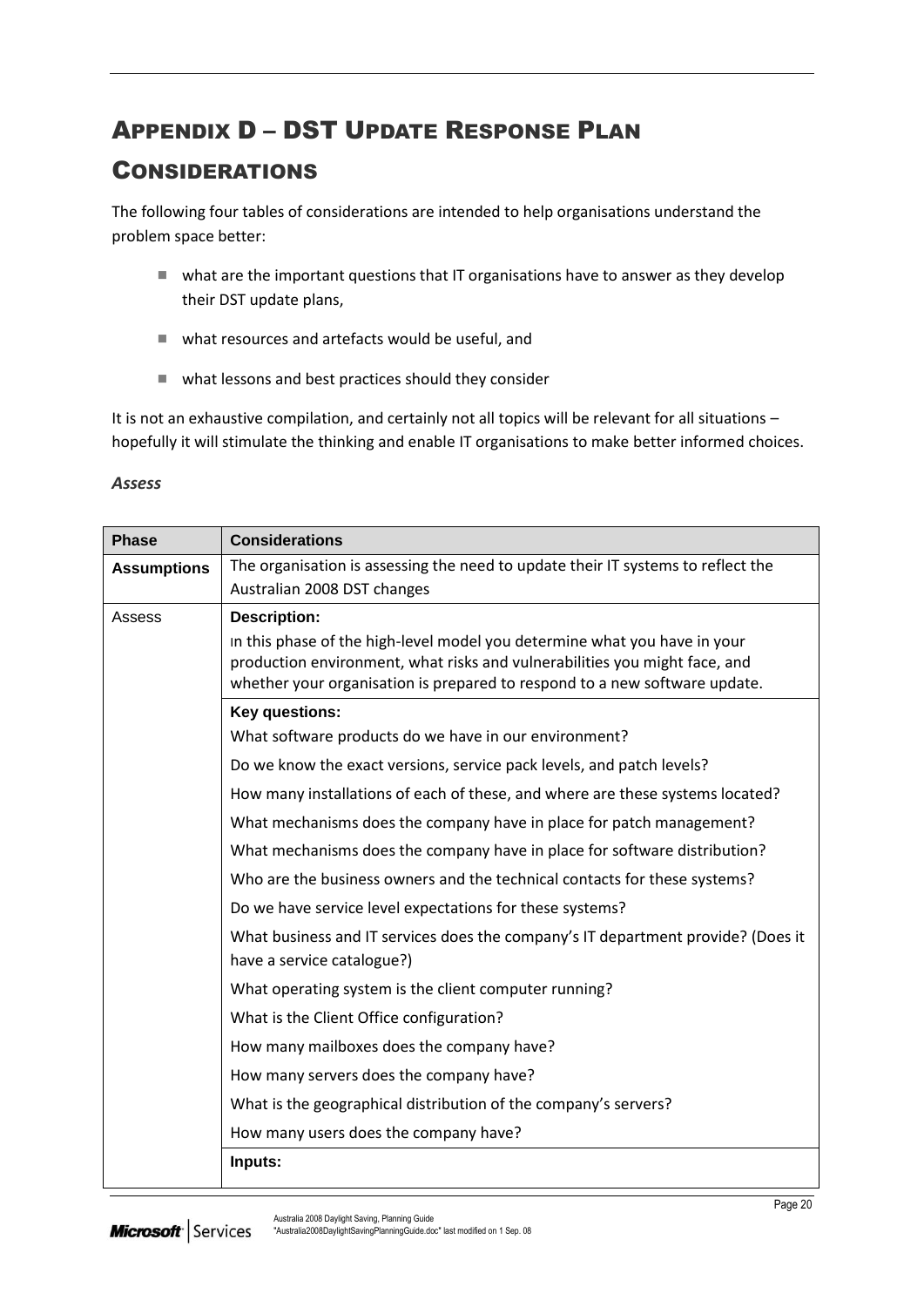# Appendix D – DST Update Response Plan Considerations

The following four tables of considerations are intended to help organisations understand the problem space better:

- what are the important questions that IT organisations have to answer as they develop their DST update plans,
- what resources and artefacts would be useful, and
- what lessons and best practices should they consider

It is not an exhaustive compilation, and certainly not all topics will be relevant for all situations – hopefully it will stimulate the thinking and enable IT organisations to make better informed choices.

### *Assess*

| Phase | Considerations |
| --- | --- |
| **Assumptions** | The organisation is assessing the need to update their IT systems to reflect the Australian 2008 DST changes |
| Assess | **Description:**<br>In this phase of the high-level model you determine what you have in your production environment, what risks and vulnerabilities you might face, and whether your organisation is prepared to respond to a new software update. |
| | **Key questions:**<br>What software products do we have in our environment?<br>Do we know the exact versions, service pack levels, and patch levels?<br>How many installations of each of these, and where are these systems located?<br>What mechanisms does the company have in place for patch management?<br>What mechanisms does the company have in place for software distribution?<br>Who are the business owners and the technical contacts for these systems?<br>Do we have service level expectations for these systems?<br>What business and IT services does the company's IT department provide? (Does it have a service catalogue?)<br>What operating system is the client computer running?<br>What is the Client Office configuration?<br>How many mailboxes does the company have?<br>How many servers does the company have?<br>What is the geographical distribution of the company's servers?<br>How many users does the company have? |
| | **Inputs:** |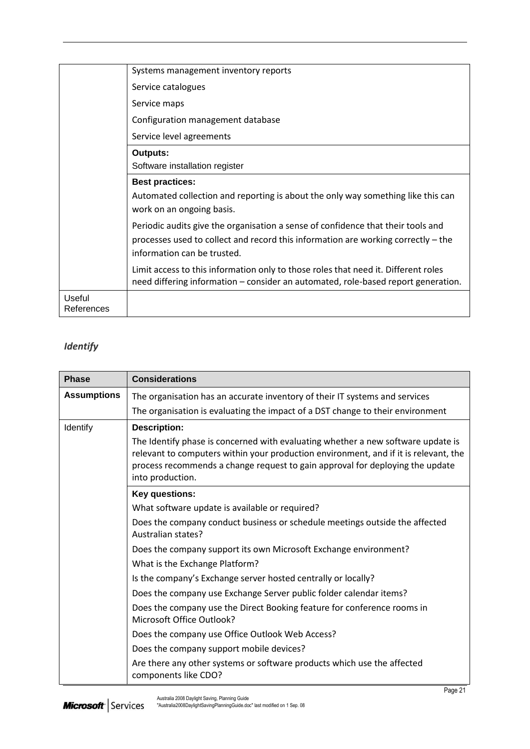| | |
|---|---|
| | Systems management inventory reports<br>Service catalogues<br>Service maps<br>Configuration management database<br>Service level agreements |
| | **Outputs:**<br>Software installation register |
| | **Best practices:**<br>Automated collection and reporting is about the only way something like this can work on an ongoing basis.<br>Periodic audits give the organisation a sense of confidence that their tools and processes used to collect and record this information are working correctly – the information can be trusted.<br>Limit access to this information only to those roles that need it. Different roles need differing information – consider an automated, role-based report generation. |
| Useful References | |

### *Identify*

| Phase | Considerations |
|---|---|
| **Assumptions** | The organisation has an accurate inventory of their IT systems and services<br>The organisation is evaluating the impact of a DST change to their environment |
| Identify | **Description:**<br>The Identify phase is concerned with evaluating whether a new software update is relevant to computers within your production environment, and if it is relevant, the process recommends a change request to gain approval for deploying the update into production. |
| | **Key questions:**<br>What software update is available or required?<br>Does the company conduct business or schedule meetings outside the affected Australian states?<br>Does the company support its own Microsoft Exchange environment?<br>What is the Exchange Platform?<br>Is the company's Exchange server hosted centrally or locally?<br>Does the company use Exchange Server public folder calendar items?<br>Does the company use the Direct Booking feature for conference rooms in Microsoft Office Outlook?<br>Does the company use Office Outlook Web Access?<br>Does the company support mobile devices?<br>Are there any other systems or software products which use the affected components like CDO? |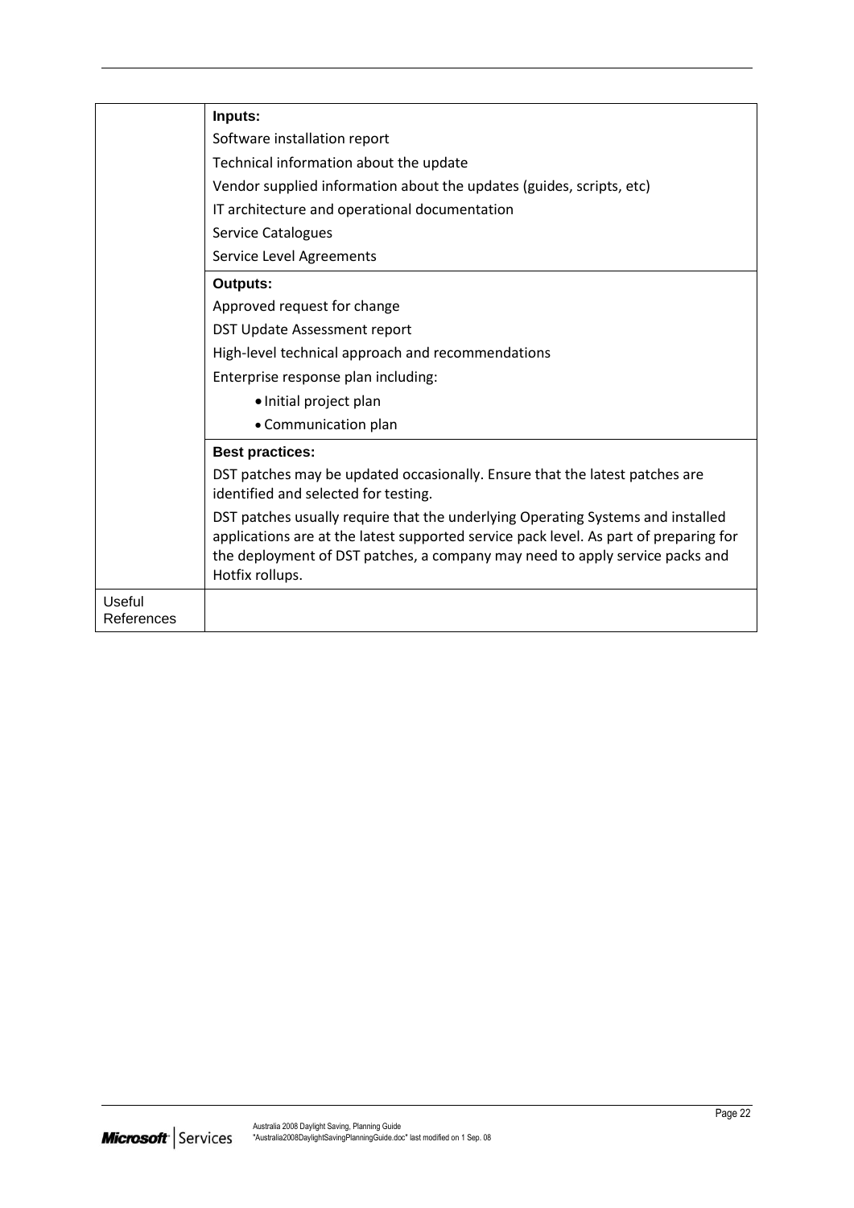|  | **Inputs:**<br>Software installation report<br>Technical information about the update<br>Vendor supplied information about the updates (guides, scripts, etc)<br>IT architecture and operational documentation<br>Service Catalogues<br>Service Level Agreements |
|---|---|
|  | **Outputs:**<br>Approved request for change<br>DST Update Assessment report<br>High-level technical approach and recommendations<br>Enterprise response plan including:<br>• Initial project plan<br>• Communication plan |
|  | **Best practices:**<br>DST patches may be updated occasionally. Ensure that the latest patches are identified and selected for testing.<br>DST patches usually require that the underlying Operating Systems and installed applications are at the latest supported service pack level. As part of preparing for the deployment of DST patches, a company may need to apply service packs and Hotfix rollups. |
| Useful References |  |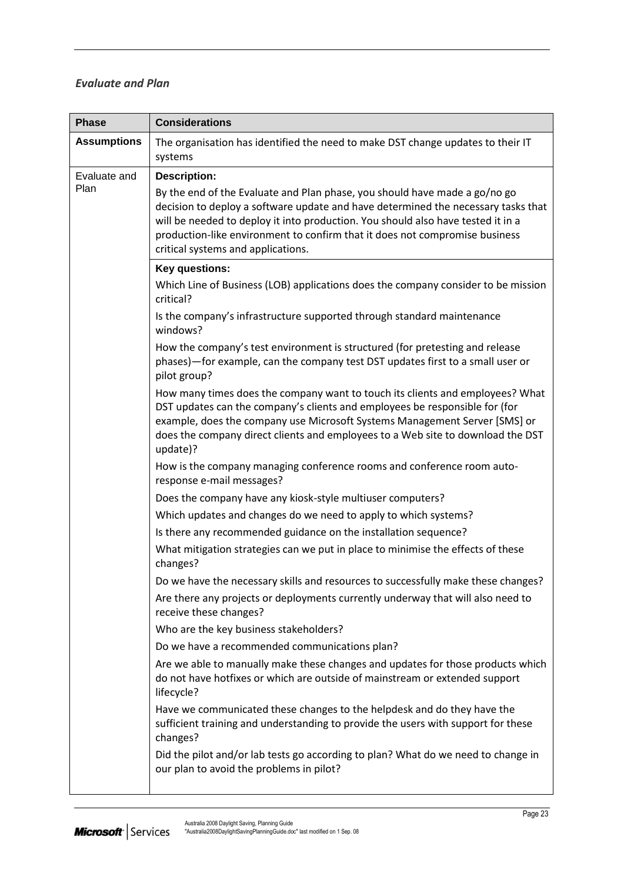### *Evaluate and Plan*

| Phase | Considerations |
|---|---|
| **Assumptions** | The organisation has identified the need to make DST change updates to their IT systems |
| Evaluate and Plan | **Description:**<br><br>By the end of the Evaluate and Plan phase, you should have made a go/no go decision to deploy a software update and have determined the necessary tasks that will be needed to deploy it into production. You should also have tested it in a production-like environment to confirm that it does not compromise business critical systems and applications. |
| | **Key questions:**<br><br>Which Line of Business (LOB) applications does the company consider to be mission critical?<br><br>Is the company's infrastructure supported through standard maintenance windows?<br><br>How the company's test environment is structured (for pretesting and release phases)—for example, can the company test DST updates first to a small user or pilot group?<br><br>How many times does the company want to touch its clients and employees? What DST updates can the company's clients and employees be responsible for (for example, does the company use Microsoft Systems Management Server [SMS] or does the company direct clients and employees to a Web site to download the DST update)?<br><br>How is the company managing conference rooms and conference room auto-response e-mail messages?<br><br>Does the company have any kiosk-style multiuser computers?<br><br>Which updates and changes do we need to apply to which systems?<br><br>Is there any recommended guidance on the installation sequence?<br><br>What mitigation strategies can we put in place to minimise the effects of these changes?<br><br>Do we have the necessary skills and resources to successfully make these changes?<br><br>Are there any projects or deployments currently underway that will also need to receive these changes?<br><br>Who are the key business stakeholders?<br><br>Do we have a recommended communications plan?<br><br>Are we able to manually make these changes and updates for those products which do not have hotfixes or which are outside of mainstream or extended support lifecycle?<br><br>Have we communicated these changes to the helpdesk and do they have the sufficient training and understanding to provide the users with support for these changes?<br><br>Did the pilot and/or lab tests go according to plan? What do we need to change in our plan to avoid the problems in pilot? |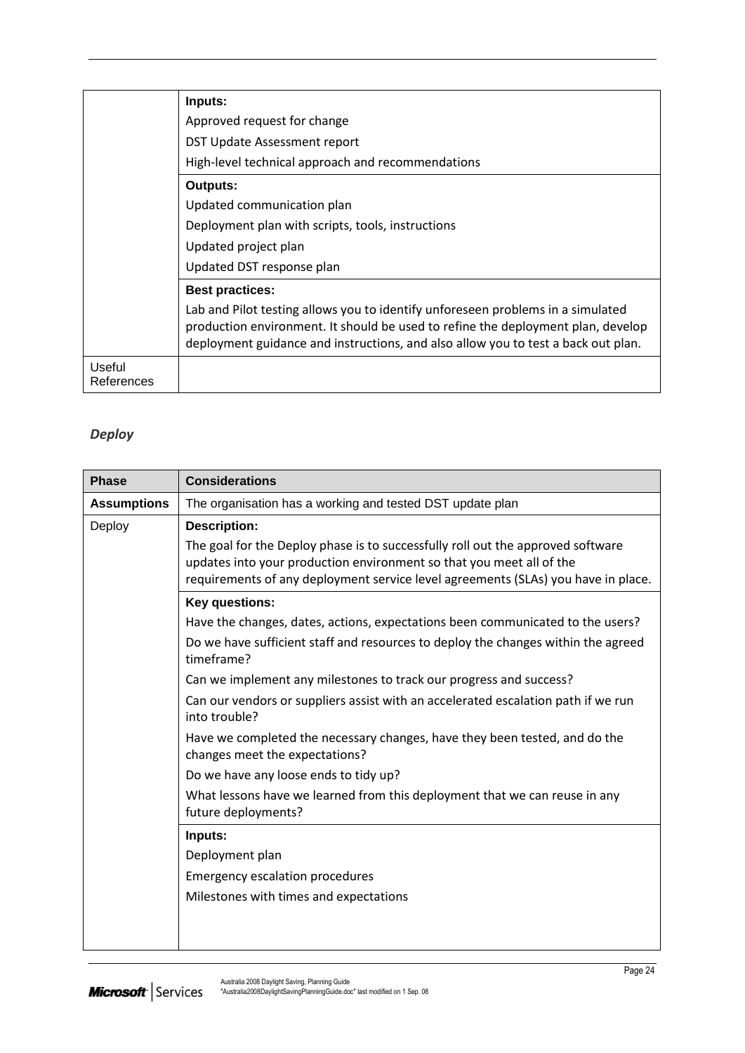| | |
|---|---|
| | **Inputs:**<br>Approved request for change<br>DST Update Assessment report<br>High-level technical approach and recommendations |
| | **Outputs:**<br>Updated communication plan<br>Deployment plan with scripts, tools, instructions<br>Updated project plan<br>Updated DST response plan |
| | **Best practices:**<br>Lab and Pilot testing allows you to identify unforeseen problems in a simulated production environment. It should be used to refine the deployment plan, develop deployment guidance and instructions, and also allow you to test a back out plan. |
| Useful References | |

### *Deploy*

| Phase | Considerations |
|---|---|
| **Assumptions** | The organisation has a working and tested DST update plan |
| Deploy | **Description:**<br>The goal for the Deploy phase is to successfully roll out the approved software updates into your production environment so that you meet all of the requirements of any deployment service level agreements (SLAs) you have in place. |
| | **Key questions:**<br>Have the changes, dates, actions, expectations been communicated to the users?<br>Do we have sufficient staff and resources to deploy the changes within the agreed timeframe?<br>Can we implement any milestones to track our progress and success?<br>Can our vendors or suppliers assist with an accelerated escalation path if we run into trouble?<br>Have we completed the necessary changes, have they been tested, and do the changes meet the expectations?<br>Do we have any loose ends to tidy up?<br>What lessons have we learned from this deployment that we can reuse in any future deployments? |
| | **Inputs:**<br>Deployment plan<br>Emergency escalation procedures<br>Milestones with times and expectations |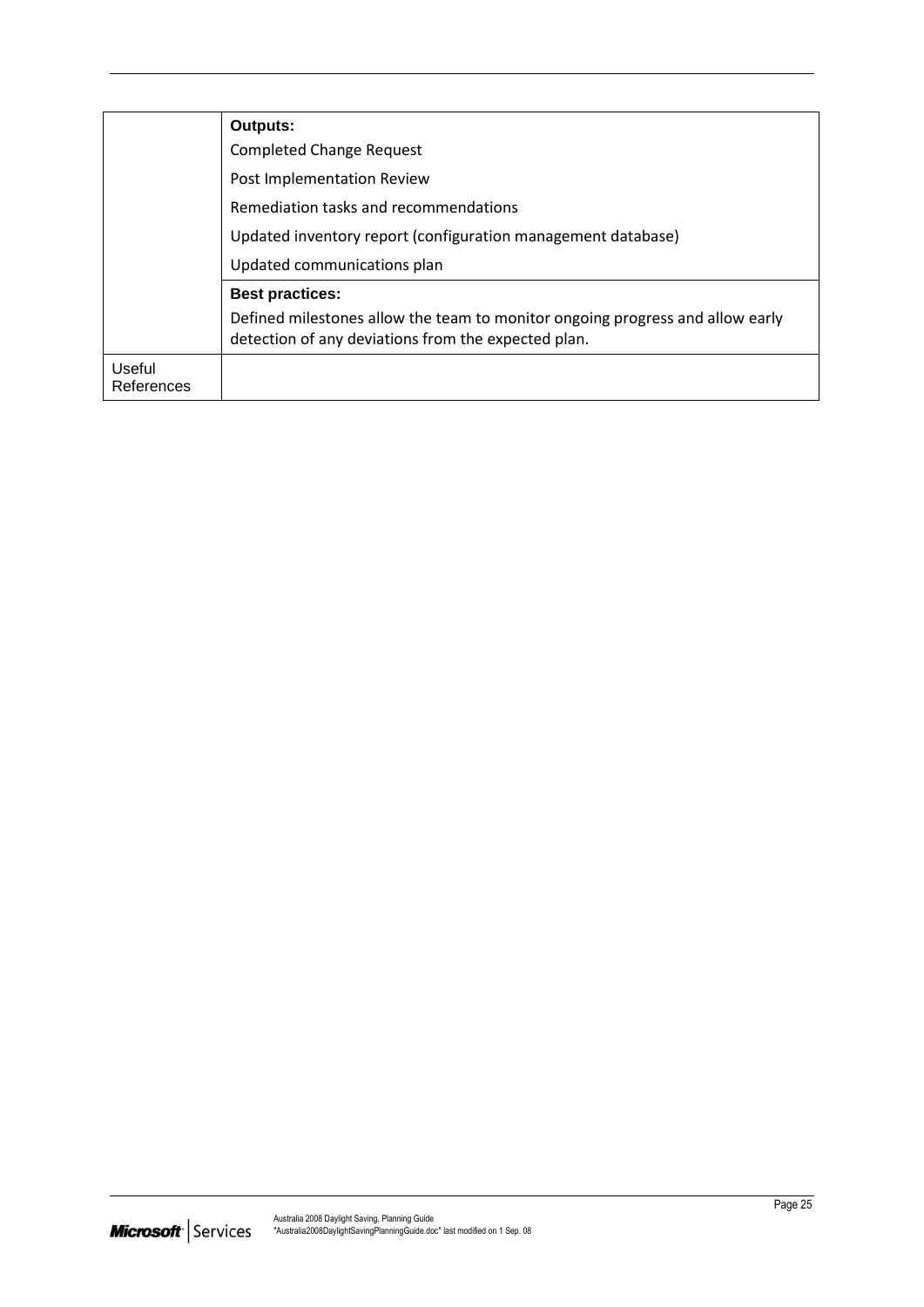|  |  |
|---|---|
|  | **Outputs:**<br>Completed Change Request<br>Post Implementation Review<br>Remediation tasks and recommendations<br>Updated inventory report (configuration management database)<br>Updated communications plan |
|  | **Best practices:**<br>Defined milestones allow the team to monitor ongoing progress and allow early detection of any deviations from the expected plan. |
| Useful References |  |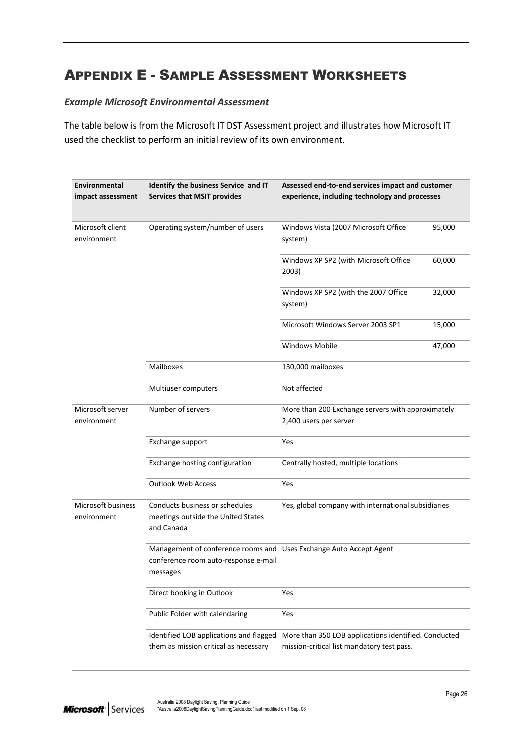# Appendix E - Sample Assessment Worksheets

### *Example Microsoft Environmental Assessment*

The table below is from the Microsoft IT DST Assessment project and illustrates how Microsoft IT used the checklist to perform an initial review of its own environment.

| **Environmental impact assessment** | **Identify the business Service and IT Services that MSIT provides** | **Assessed end-to-end services impact and customer experience, including technology and processes** | |
|---|---|---|---|
| Microsoft client environment | Operating system/number of users | Windows Vista (2007 Microsoft Office system) | 95,000 |
| | | Windows XP SP2 (with Microsoft Office 2003) | 60,000 |
| | | Windows XP SP2 (with the 2007 Office system) | 32,000 |
| | | Microsoft Windows Server 2003 SP1 | 15,000 |
| | | Windows Mobile | 47,000 |
| | Mailboxes | 130,000 mailboxes | |
| | Multiuser computers | Not affected | |
| Microsoft server environment | Number of servers | More than 200 Exchange servers with approximately 2,400 users per server | |
| | Exchange support | Yes | |
| | Exchange hosting configuration | Centrally hosted, multiple locations | |
| | Outlook Web Access | Yes | |
| Microsoft business environment | Conducts business or schedules meetings outside the United States and Canada | Yes, global company with international subsidiaries | |
| | Management of conference rooms and conference room auto-response e-mail messages | Uses Exchange Auto Accept Agent | |
| | Direct booking in Outlook | Yes | |
| | Public Folder with calendaring | Yes | |
| | Identified LOB applications and flagged them as mission critical as necessary | More than 350 LOB applications identified. Conducted mission-critical list mandatory test pass. | |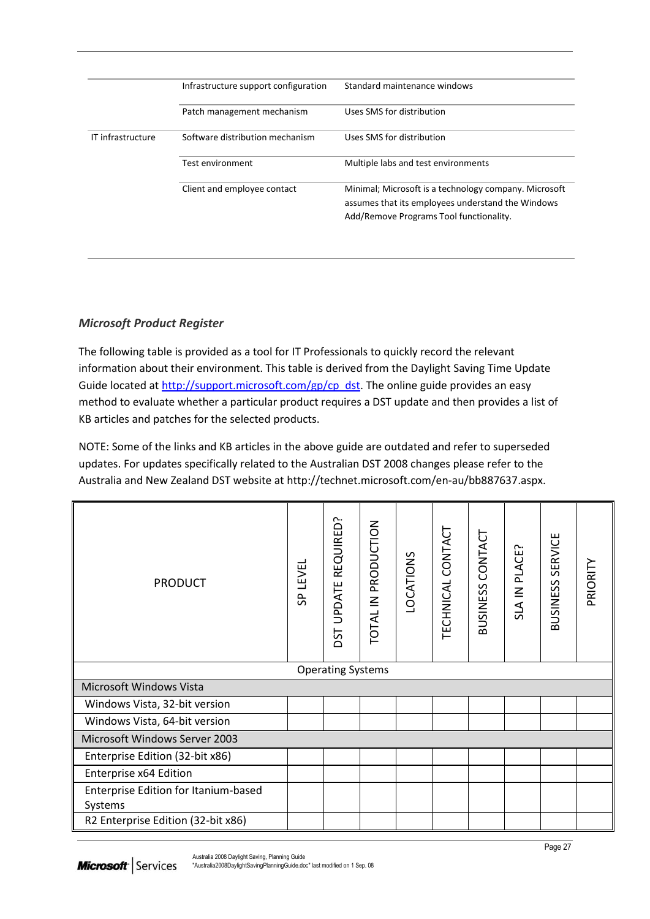| | | |
|---|---|---|
| IT infrastructure | Infrastructure support configuration | Standard maintenance windows |
| | Patch management mechanism | Uses SMS for distribution |
| | Software distribution mechanism | Uses SMS for distribution |
| | Test environment | Multiple labs and test environments |
| | Client and employee contact | Minimal; Microsoft is a technology company. Microsoft assumes that its employees understand the Windows Add/Remove Programs Tool functionality. |

### *Microsoft Product Register*

The following table is provided as a tool for IT Professionals to quickly record the relevant information about their environment. This table is derived from the Daylight Saving Time Update Guide located at [http://support.microsoft.com/gp/cp_dst](http://support.microsoft.com/gp/cp_dst). The online guide provides an easy method to evaluate whether a particular product requires a DST update and then provides a list of KB articles and patches for the selected products.

NOTE: Some of the links and KB articles in the above guide are outdated and refer to superseded updates. For updates specifically related to the Australian DST 2008 changes please refer to the Australia and New Zealand DST website at http://technet.microsoft.com/en-au/bb887637.aspx.

| PRODUCT | SP LEVEL | DST UPDATE REQUIRED? | TOTAL IN PRODUCTION | LOCATIONS | TECHNICAL CONTACT | BUSINESS CONTACT | SLA IN PLACE? | BUSINESS SERVICE | PRIORITY |
|---|---|---|---|---|---|---|---|---|---|
| Operating Systems | | | | | | | | | |
| Microsoft Windows Vista | | | | | | | | | |
| Windows Vista, 32-bit version | | | | | | | | | |
| Windows Vista, 64-bit version | | | | | | | | | |
| Microsoft Windows Server 2003 | | | | | | | | | |
| Enterprise Edition (32-bit x86) | | | | | | | | | |
| Enterprise x64 Edition | | | | | | | | | |
| Enterprise Edition for Itanium-based Systems | | | | | | | | | |
| R2 Enterprise Edition (32-bit x86) | | | | | | | | | |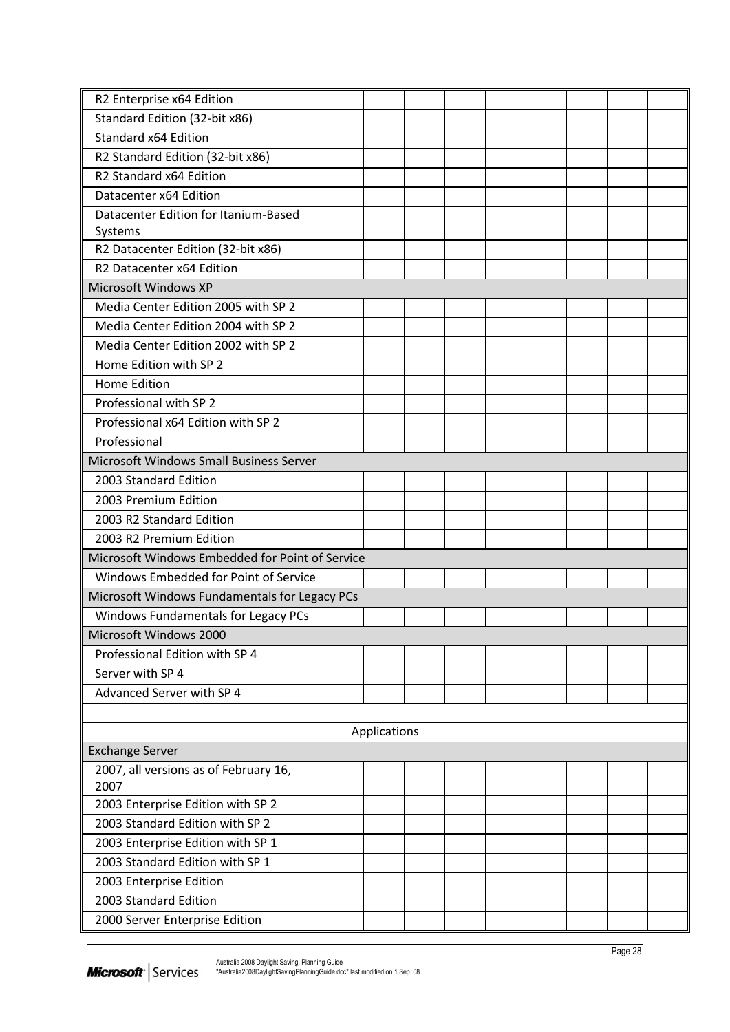| | | | | | | | | | |
|---|---|---|---|---|---|---|---|---|---|
| R2 Enterprise x64 Edition | | | | | | | | | |
| Standard Edition (32-bit x86) | | | | | | | | | |
| Standard x64 Edition | | | | | | | | | |
| R2 Standard Edition (32-bit x86) | | | | | | | | | |
| R2 Standard x64 Edition | | | | | | | | | |
| Datacenter x64 Edition | | | | | | | | | |
| Datacenter Edition for Itanium-Based Systems | | | | | | | | | |
| R2 Datacenter Edition (32-bit x86) | | | | | | | | | |
| R2 Datacenter x64 Edition | | | | | | | | | |
| Microsoft Windows XP | | | | | | | | | |
| Media Center Edition 2005 with SP 2 | | | | | | | | | |
| Media Center Edition 2004 with SP 2 | | | | | | | | | |
| Media Center Edition 2002 with SP 2 | | | | | | | | | |
| Home Edition with SP 2 | | | | | | | | | |
| Home Edition | | | | | | | | | |
| Professional with SP 2 | | | | | | | | | |
| Professional x64 Edition with SP 2 | | | | | | | | | |
| Professional | | | | | | | | | |
| Microsoft Windows Small Business Server | | | | | | | | | |
| 2003 Standard Edition | | | | | | | | | |
| 2003 Premium Edition | | | | | | | | | |
| 2003 R2 Standard Edition | | | | | | | | | |
| 2003 R2 Premium Edition | | | | | | | | | |
| Microsoft Windows Embedded for Point of Service | | | | | | | | | |
| Windows Embedded for Point of Service | | | | | | | | | |
| Microsoft Windows Fundamentals for Legacy PCs | | | | | | | | | |
| Windows Fundamentals for Legacy PCs | | | | | | | | | |
| Microsoft Windows 2000 | | | | | | | | | |
| Professional Edition with SP 4 | | | | | | | | | |
| Server with SP 4 | | | | | | | | | |
| Advanced Server with SP 4 | | | | | | | | | |
| | | | | | | | | | |
| Applications | | | | | | | | | |
| Exchange Server | | | | | | | | | |
| 2007, all versions as of February 16, 2007 | | | | | | | | | |
| 2003 Enterprise Edition with SP 2 | | | | | | | | | |
| 2003 Standard Edition with SP 2 | | | | | | | | | |
| 2003 Enterprise Edition with SP 1 | | | | | | | | | |
| 2003 Standard Edition with SP 1 | | | | | | | | | |
| 2003 Enterprise Edition | | | | | | | | | |
| 2003 Standard Edition | | | | | | | | | |
| 2000 Server Enterprise Edition | | | | | | | | | |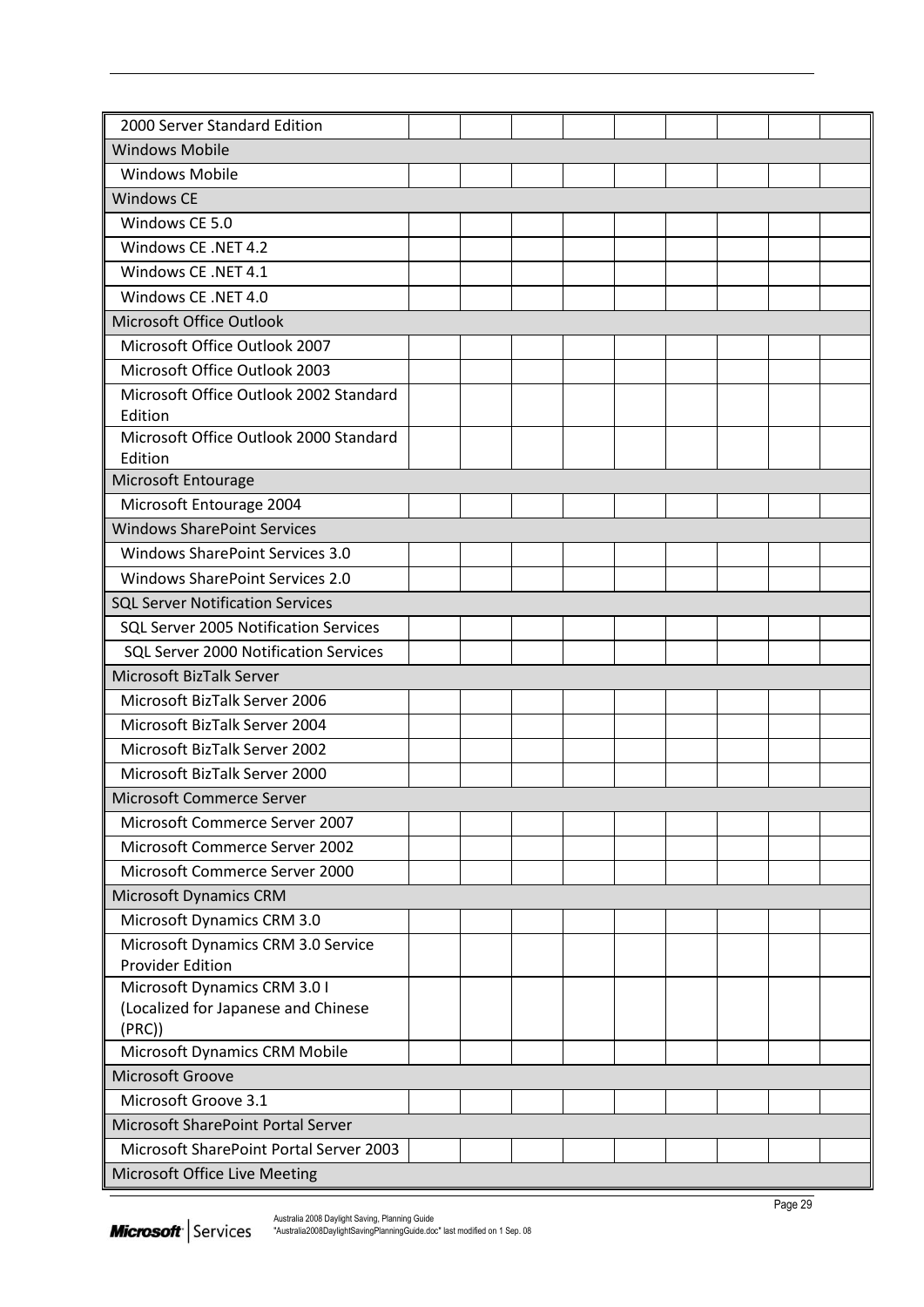| | | | | | | | | | |
|---|---|---|---|---|---|---|---|---|---|
| 2000 Server Standard Edition | | | | | | | | | |
| Windows Mobile | | | | | | | | | |
| Windows Mobile | | | | | | | | | |
| Windows CE | | | | | | | | | |
| Windows CE 5.0 | | | | | | | | | |
| Windows CE .NET 4.2 | | | | | | | | | |
| Windows CE .NET 4.1 | | | | | | | | | |
| Windows CE .NET 4.0 | | | | | | | | | |
| Microsoft Office Outlook | | | | | | | | | |
| Microsoft Office Outlook 2007 | | | | | | | | | |
| Microsoft Office Outlook 2003 | | | | | | | | | |
| Microsoft Office Outlook 2002 Standard Edition | | | | | | | | | |
| Microsoft Office Outlook 2000 Standard Edition | | | | | | | | | |
| Microsoft Entourage | | | | | | | | | |
| Microsoft Entourage 2004 | | | | | | | | | |
| Windows SharePoint Services | | | | | | | | | |
| Windows SharePoint Services 3.0 | | | | | | | | | |
| Windows SharePoint Services 2.0 | | | | | | | | | |
| SQL Server Notification Services | | | | | | | | | |
| SQL Server 2005 Notification Services | | | | | | | | | |
| SQL Server 2000 Notification Services | | | | | | | | | |
| Microsoft BizTalk Server | | | | | | | | | |
| Microsoft BizTalk Server 2006 | | | | | | | | | |
| Microsoft BizTalk Server 2004 | | | | | | | | | |
| Microsoft BizTalk Server 2002 | | | | | | | | | |
| Microsoft BizTalk Server 2000 | | | | | | | | | |
| Microsoft Commerce Server | | | | | | | | | |
| Microsoft Commerce Server 2007 | | | | | | | | | |
| Microsoft Commerce Server 2002 | | | | | | | | | |
| Microsoft Commerce Server 2000 | | | | | | | | | |
| Microsoft Dynamics CRM | | | | | | | | | |
| Microsoft Dynamics CRM 3.0 | | | | | | | | | |
| Microsoft Dynamics CRM 3.0 Service Provider Edition | | | | | | | | | |
| Microsoft Dynamics CRM 3.0 I (Localized for Japanese and Chinese (PRC)) | | | | | | | | | |
| Microsoft Dynamics CRM Mobile | | | | | | | | | |
| Microsoft Groove | | | | | | | | | |
| Microsoft Groove 3.1 | | | | | | | | | |
| Microsoft SharePoint Portal Server | | | | | | | | | |
| Microsoft SharePoint Portal Server 2003 | | | | | | | | | |
| Microsoft Office Live Meeting | | | | | | | | | |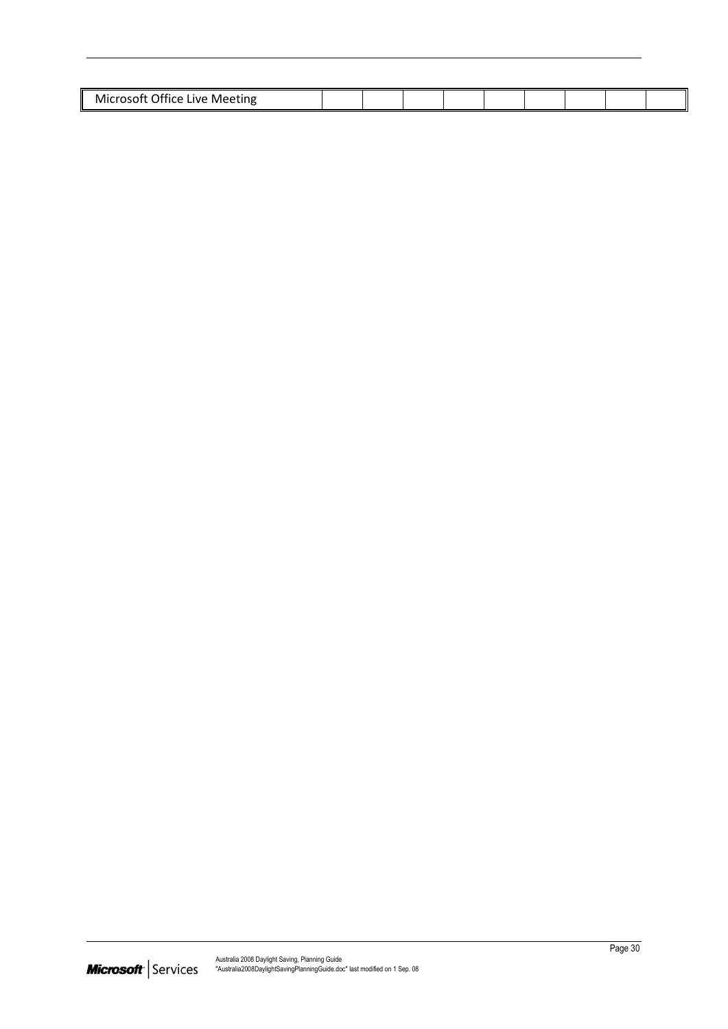| Microsoft Office Live Meeting | | | | | | | | | |
|---|---|---|---|---|---|---|---|---|---|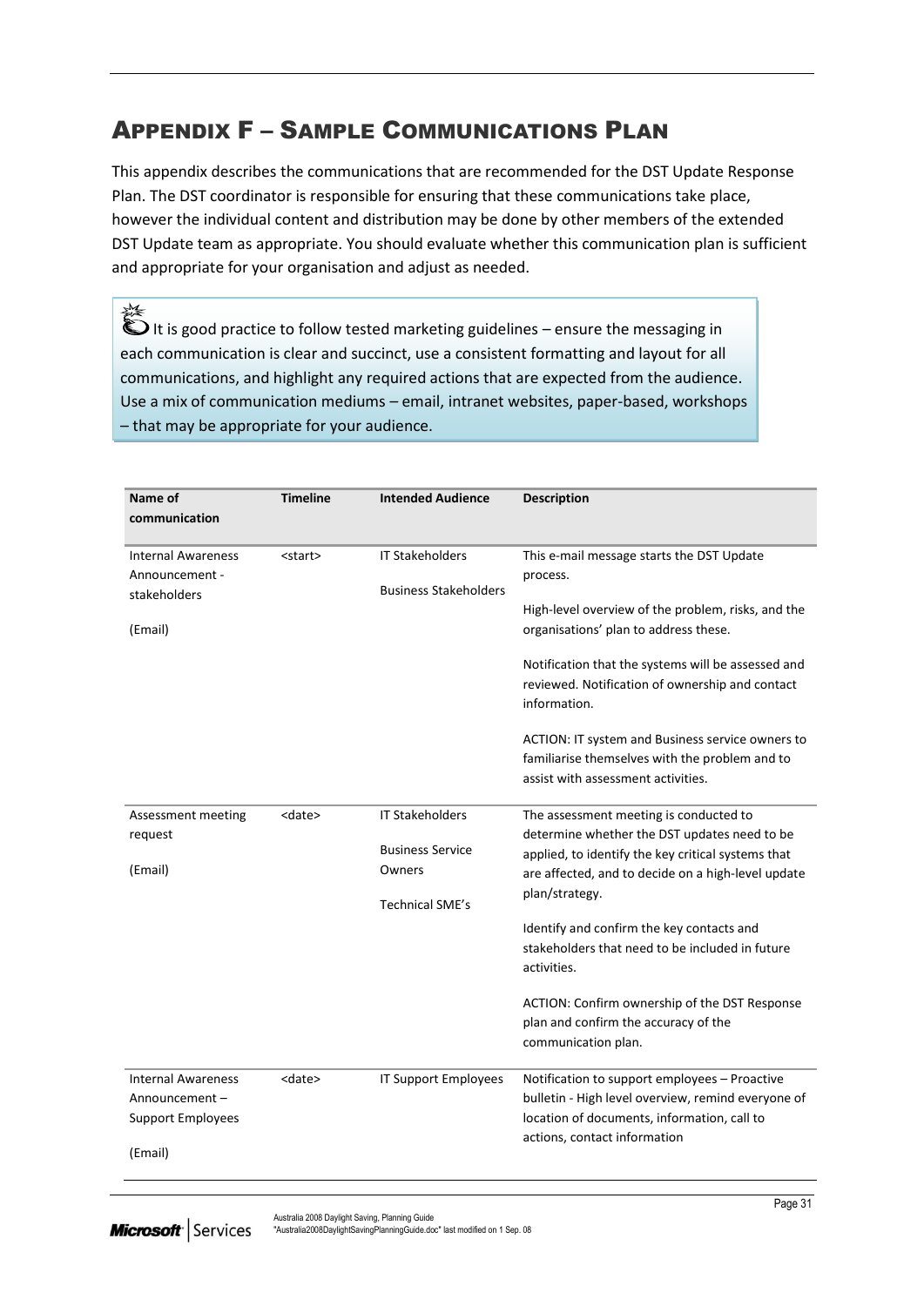# Appendix F – Sample Communications Plan

This appendix describes the communications that are recommended for the DST Update Response Plan. The DST coordinator is responsible for ensuring that these communications take place, however the individual content and distribution may be done by other members of the extended DST Update team as appropriate. You should evaluate whether this communication plan is sufficient and appropriate for your organisation and adjust as needed.

> It is good practice to follow tested marketing guidelines – ensure the messaging in each communication is clear and succinct, use a consistent formatting and layout for all communications, and highlight any required actions that are expected from the audience. Use a mix of communication mediums – email, intranet websites, paper-based, workshops – that may be appropriate for your audience.

| Name of communication | Timeline | Intended Audience | Description |
|---|---|---|---|
| Internal Awareness Announcement - stakeholders<br><br>(Email) | <start> | IT Stakeholders<br><br>Business Stakeholders | This e-mail message starts the DST Update process.<br><br>High-level overview of the problem, risks, and the organisations' plan to address these.<br><br>Notification that the systems will be assessed and reviewed. Notification of ownership and contact information.<br><br>ACTION: IT system and Business service owners to familiarise themselves with the problem and to assist with assessment activities. |
| Assessment meeting request<br><br>(Email) | <date> | IT Stakeholders<br><br>Business Service Owners<br><br>Technical SME's | The assessment meeting is conducted to determine whether the DST updates need to be applied, to identify the key critical systems that are affected, and to decide on a high-level update plan/strategy.<br><br>Identify and confirm the key contacts and stakeholders that need to be included in future activities.<br><br>ACTION: Confirm ownership of the DST Response plan and confirm the accuracy of the communication plan. |
| Internal Awareness Announcement – Support Employees<br><br>(Email) | <date> | IT Support Employees | Notification to support employees – Proactive bulletin - High level overview, remind everyone of location of documents, information, call to actions, contact information |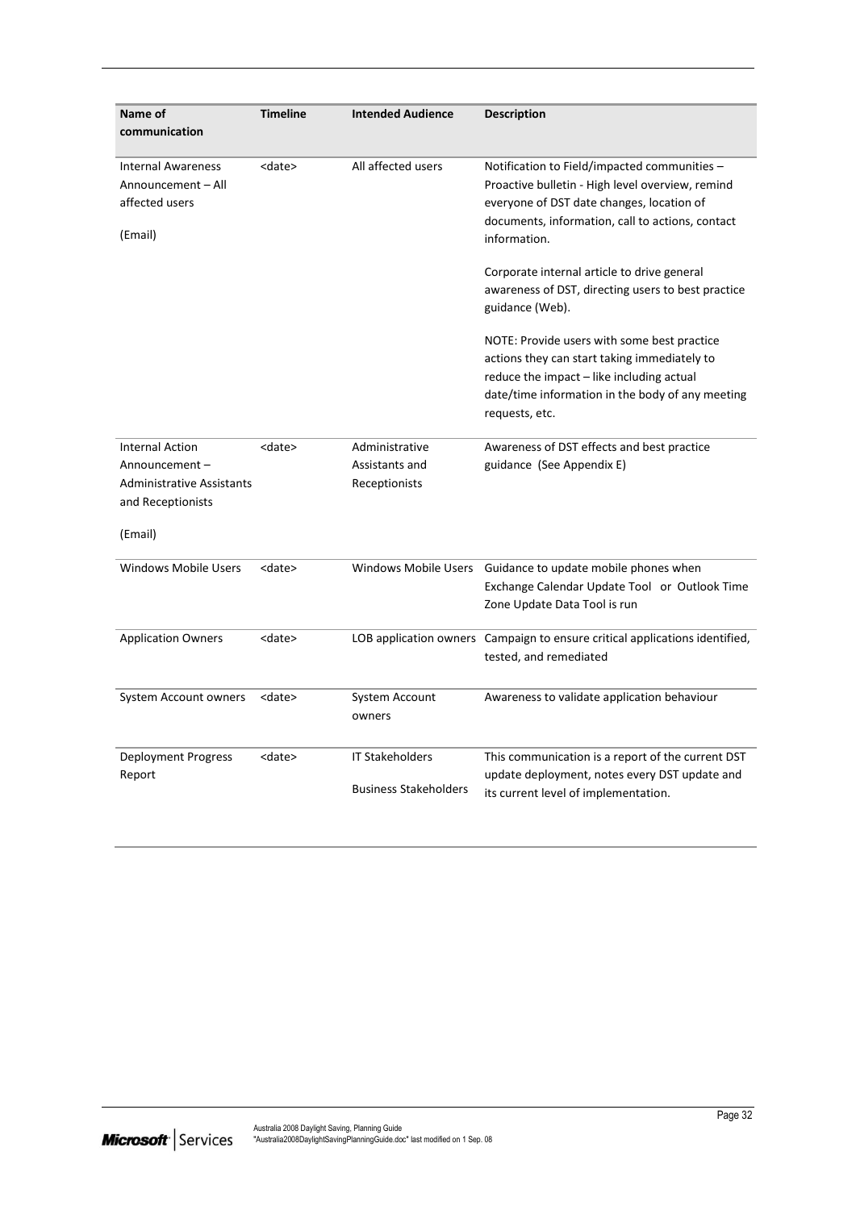| Name of communication | Timeline | Intended Audience | Description |
|---|---|---|---|
| Internal Awareness Announcement – All affected users<br><br>(Email) | <date> | All affected users | Notification to Field/impacted communities – Proactive bulletin - High level overview, remind everyone of DST date changes, location of documents, information, call to actions, contact information.<br><br>Corporate internal article to drive general awareness of DST, directing users to best practice guidance (Web).<br><br>NOTE: Provide users with some best practice actions they can start taking immediately to reduce the impact – like including actual date/time information in the body of any meeting requests, etc. |
| Internal Action Announcement – Administrative Assistants and Receptionists<br><br>(Email) | <date> | Administrative Assistants and Receptionists | Awareness of DST effects and best practice guidance (See Appendix E) |
| Windows Mobile Users | <date> | Windows Mobile Users | Guidance to update mobile phones when Exchange Calendar Update Tool or Outlook Time Zone Update Data Tool is run |
| Application Owners | <date> | LOB application owners | Campaign to ensure critical applications identified, tested, and remediated |
| System Account owners | <date> | System Account owners | Awareness to validate application behaviour |
| Deployment Progress Report | <date> | IT Stakeholders<br><br>Business Stakeholders | This communication is a report of the current DST update deployment, notes every DST update and its current level of implementation. |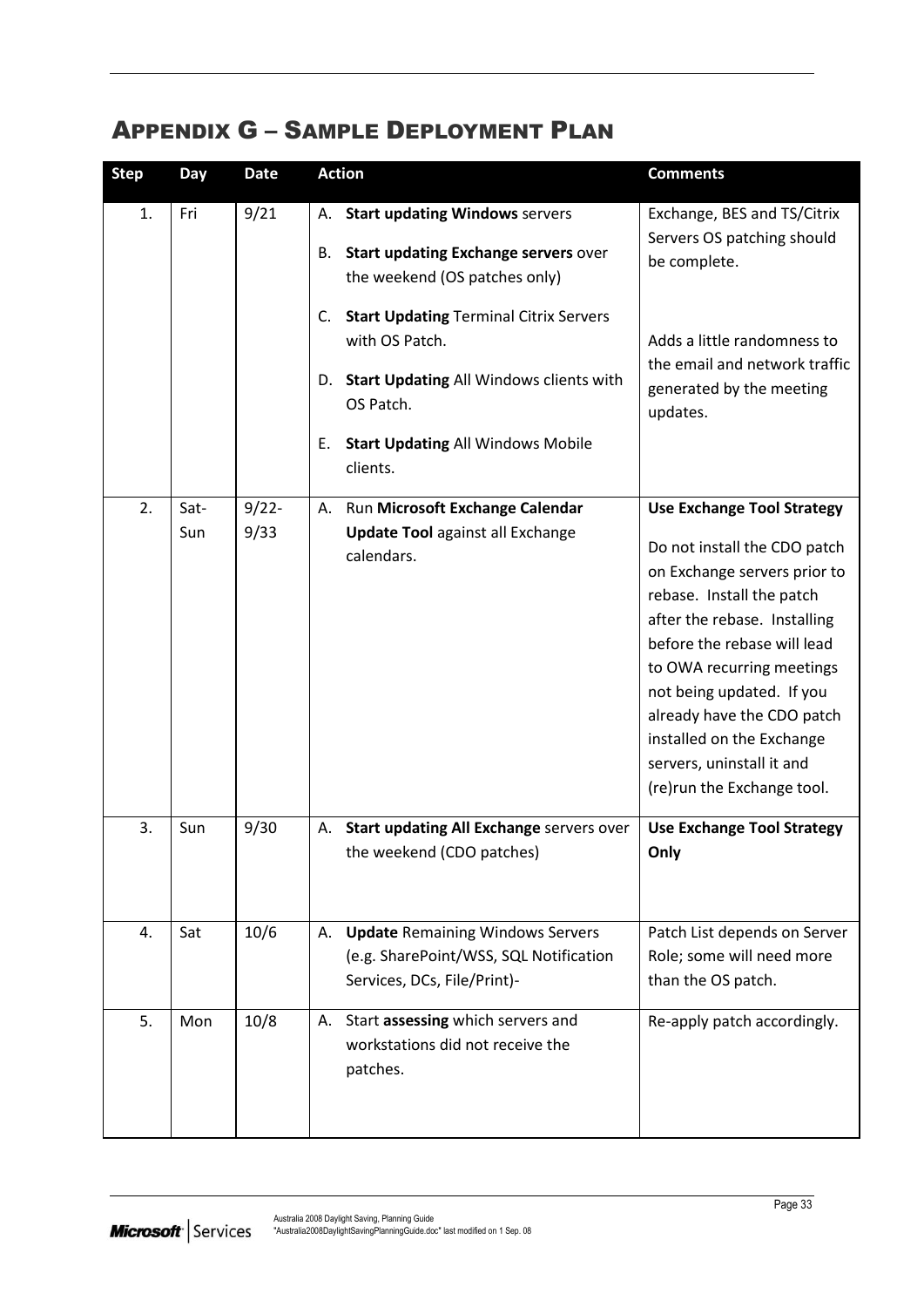# Appendix G – Sample Deployment Plan

| Step | Day | Date | Action | Comments |
|---|---|---|---|---|
| 1. | Fri | 9/21 | A. **Start updating Windows** servers<br>B. **Start updating Exchange servers** over the weekend (OS patches only)<br>C. **Start Updating** Terminal Citrix Servers with OS Patch.<br>D. **Start Updating** All Windows clients with OS Patch.<br>E. **Start Updating** All Windows Mobile clients. | Exchange, BES and TS/Citrix Servers OS patching should be complete.<br><br>Adds a little randomness to the email and network traffic generated by the meeting updates. |
| 2. | Sat-Sun | 9/22-9/33 | A. Run **Microsoft Exchange Calendar Update Tool** against all Exchange calendars. | **Use Exchange Tool Strategy**<br>Do not install the CDO patch on Exchange servers prior to rebase. Install the patch after the rebase. Installing before the rebase will lead to OWA recurring meetings not being updated. If you already have the CDO patch installed on the Exchange servers, uninstall it and (re)run the Exchange tool. |
| 3. | Sun | 9/30 | A. **Start updating All Exchange** servers over the weekend (CDO patches) | **Use Exchange Tool Strategy Only** |
| 4. | Sat | 10/6 | A. **Update** Remaining Windows Servers (e.g. SharePoint/WSS, SQL Notification Services, DCs, File/Print)- | Patch List depends on Server Role; some will need more than the OS patch. |
| 5. | Mon | 10/8 | A. Start **assessing** which servers and workstations did not receive the patches. | Re-apply patch accordingly. |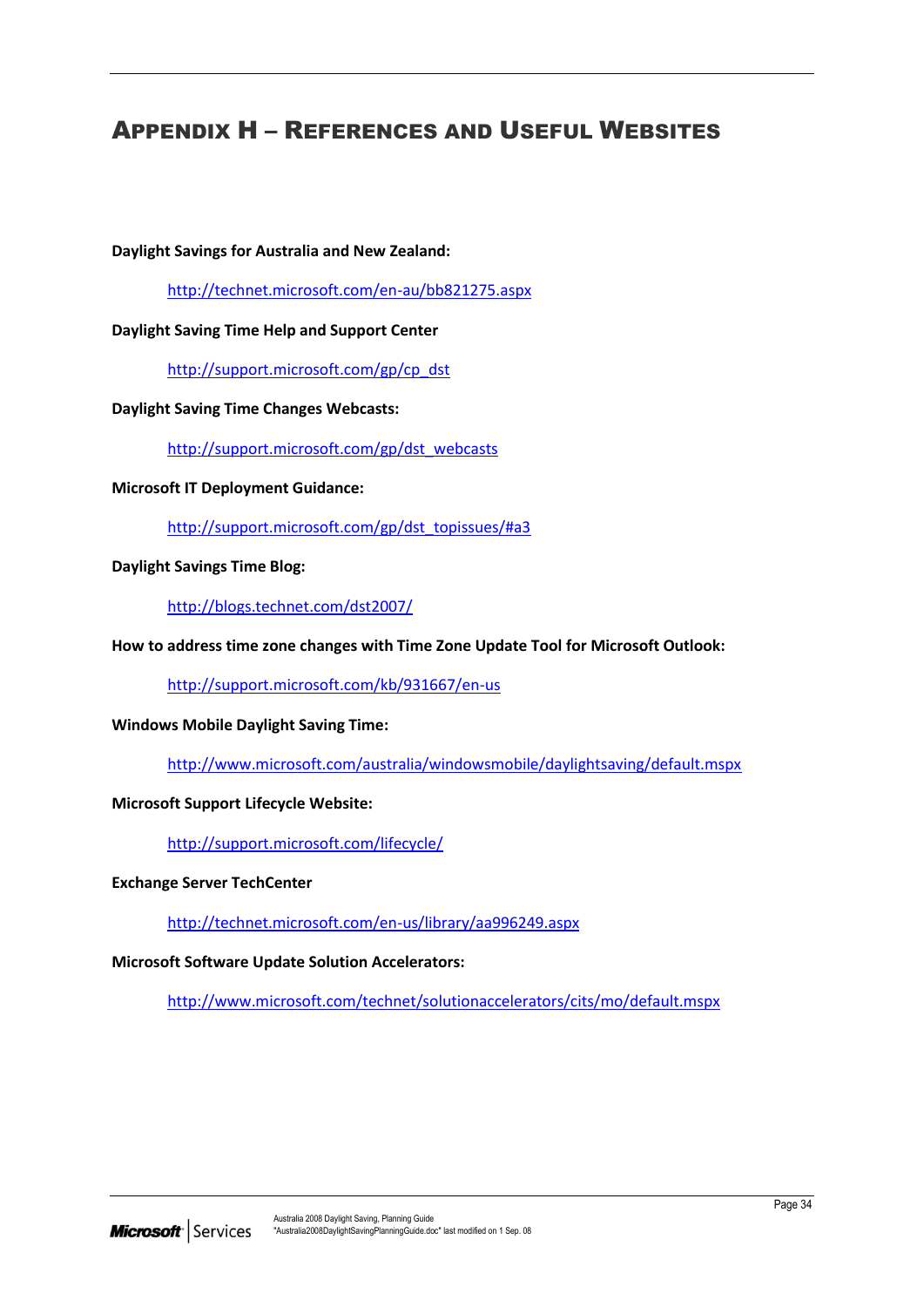# Appendix H – References and Useful Websites

**Daylight Savings for Australia and New Zealand:**

http://technet.microsoft.com/en-au/bb821275.aspx

**Daylight Saving Time Help and Support Center**

http://support.microsoft.com/gp/cp_dst

**Daylight Saving Time Changes Webcasts:**

http://support.microsoft.com/gp/dst_webcasts

**Microsoft IT Deployment Guidance:**

http://support.microsoft.com/gp/dst_topissues/#a3

**Daylight Savings Time Blog:**

http://blogs.technet.com/dst2007/

**How to address time zone changes with Time Zone Update Tool for Microsoft Outlook:**

http://support.microsoft.com/kb/931667/en-us

**Windows Mobile Daylight Saving Time:**

http://www.microsoft.com/australia/windowsmobile/daylightsaving/default.mspx

**Microsoft Support Lifecycle Website:**

http://support.microsoft.com/lifecycle/

**Exchange Server TechCenter**

http://technet.microsoft.com/en-us/library/aa996249.aspx

**Microsoft Software Update Solution Accelerators:**

http://www.microsoft.com/technet/solutionaccelerators/cits/mo/default.mspx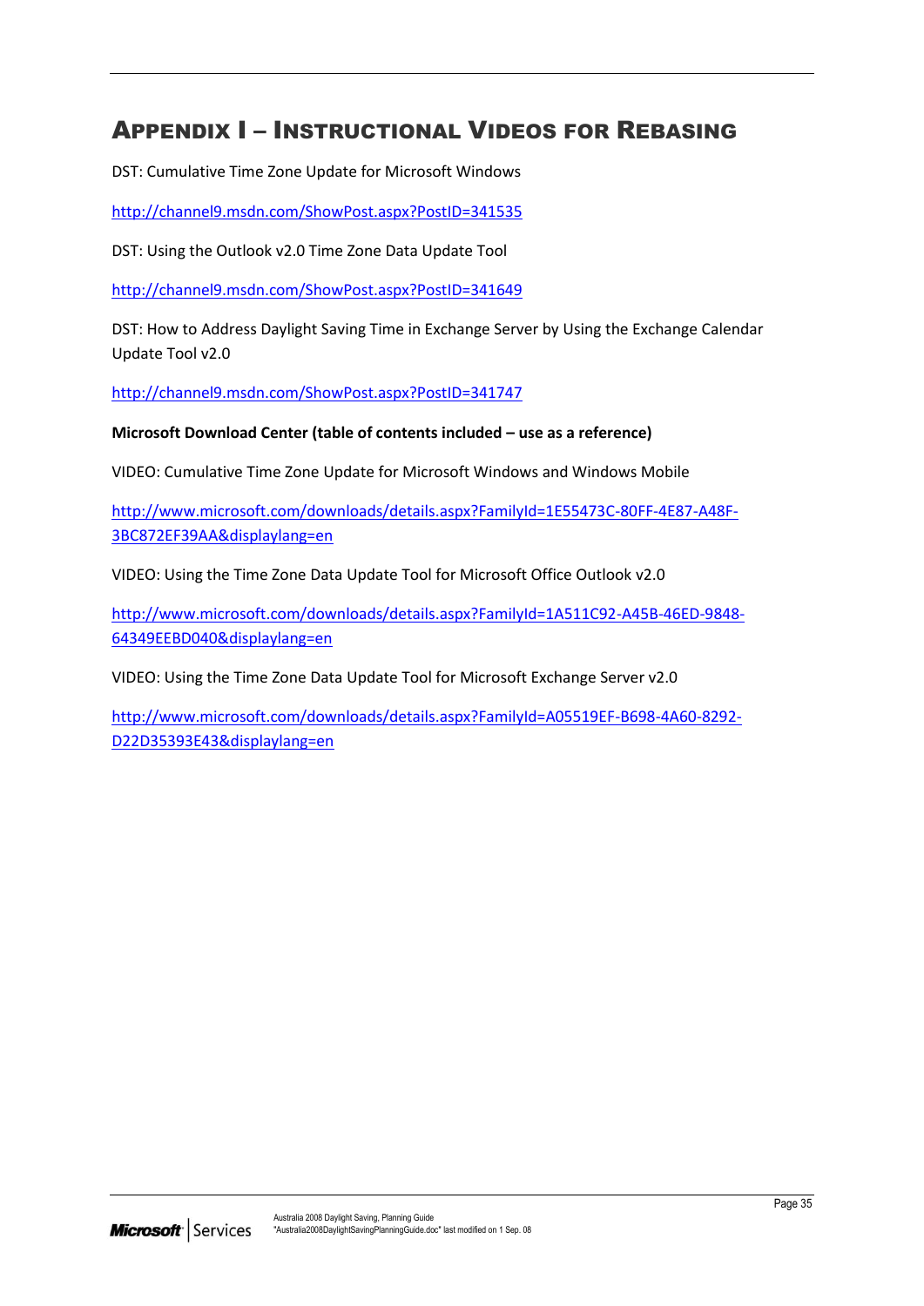# Appendix I – Instructional Videos for Rebasing

DST: Cumulative Time Zone Update for Microsoft Windows

http://channel9.msdn.com/ShowPost.aspx?PostID=341535

DST: Using the Outlook v2.0 Time Zone Data Update Tool

http://channel9.msdn.com/ShowPost.aspx?PostID=341649

DST: How to Address Daylight Saving Time in Exchange Server by Using the Exchange Calendar Update Tool v2.0

http://channel9.msdn.com/ShowPost.aspx?PostID=341747

**Microsoft Download Center (table of contents included – use as a reference)**

VIDEO: Cumulative Time Zone Update for Microsoft Windows and Windows Mobile

http://www.microsoft.com/downloads/details.aspx?FamilyId=1E55473C-80FF-4E87-A48F-3BC872EF39AA&displaylang=en

VIDEO: Using the Time Zone Data Update Tool for Microsoft Office Outlook v2.0

http://www.microsoft.com/downloads/details.aspx?FamilyId=1A511C92-A45B-46ED-9848-64349EEBD040&displaylang=en

VIDEO: Using the Time Zone Data Update Tool for Microsoft Exchange Server v2.0

http://www.microsoft.com/downloads/details.aspx?FamilyId=A05519EF-B698-4A60-8292-D22D35393E43&displaylang=en